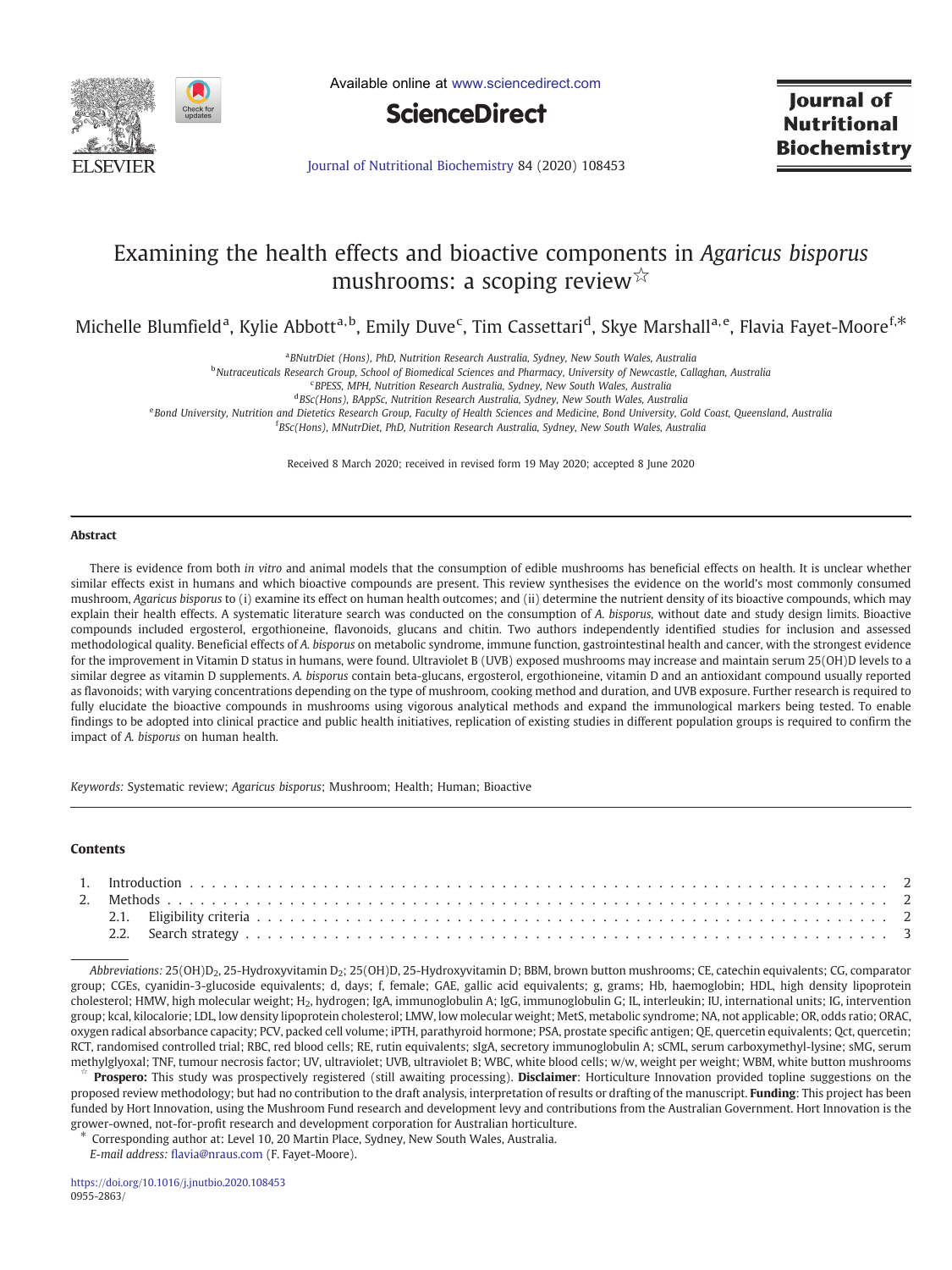# Examining the health effects and bioactive components in *Agaricus bisporus* mushrooms: a scoping review☆

Michelle Blumfield[a], Kylie Abbott[a,b], Emily Duve[c], Tim Cassettari[d], Skye Marshall[a,e], Flavia Fayet-Moore[f,*]

[a]BNutrDiet (Hons), PhD, Nutrition Research Australia, Sydney, New South Wales, Australia
[b]Nutraceuticals Research Group, School of Biomedical Sciences and Pharmacy, University of Newcastle, Callaghan, Australia
[c]BPESS, MPH, Nutrition Research Australia, Sydney, New South Wales, Australia
[d]BSc(Hons), BAppSc, Nutrition Research Australia, Sydney, New South Wales, Australia
[e]Bond University, Nutrition and Dietetics Research Group, Faculty of Health Sciences and Medicine, Bond University, Gold Coast, Queensland, Australia
[f]BSc(Hons), MNutrDiet, PhD, Nutrition Research Australia, Sydney, New South Wales, Australia

Received 8 March 2020; received in revised form 19 May 2020; accepted 8 June 2020

## Abstract

There is evidence from both *in vitro* and animal models that the consumption of edible mushrooms has beneficial effects on health. It is unclear whether similar effects exist in humans and which bioactive compounds are present. This review synthesises the evidence on the world's most commonly consumed mushroom, *Agaricus bisporus* to (i) examine its effect on human health outcomes; and (ii) determine the nutrient density of its bioactive compounds, which may explain their health effects. A systematic literature search was conducted on the consumption of *A. bisporus*, without date and study design limits. Bioactive compounds included ergosterol, ergothioneine, flavonoids, glucans and chitin. Two authors independently identified studies for inclusion and assessed methodological quality. Beneficial effects of *A. bisporus* on metabolic syndrome, immune function, gastrointestinal health and cancer, with the strongest evidence for the improvement in Vitamin D status in humans, were found. Ultraviolet B (UVB) exposed mushrooms may increase and maintain serum 25(OH)D levels to a similar degree as vitamin D supplements. *A. bisporus* contain beta-glucans, ergosterol, ergothioneine, vitamin D and an antioxidant compound usually reported as flavonoids; with varying concentrations depending on the type of mushroom, cooking method and duration, and UVB exposure. Further research is required to fully elucidate the bioactive compounds in mushrooms using vigorous analytical methods and expand the immunological markers being tested. To enable findings to be adopted into clinical practice and public health initiatives, replication of existing studies in different population groups is required to confirm the impact of *A. bisporus* on human health.

*Keywords:* Systematic review; *Agaricus bisporus*; Mushroom; Health; Human; Bioactive

## Contents

1. Introduction . . . 2
2. Methods . . . 2
   2.1. Eligibility criteria . . . 2
   2.2. Search strategy . . . 3

*Abbreviations:* 25(OH)$D_2$, 25-Hydroxyvitamin $D_2$; 25(OH)D, 25-Hydroxyvitamin D; BBM, brown button mushrooms; CE, catechin equivalents; CG, comparator group; CGEs, cyanidin-3-glucoside equivalents; d, days; f, female; GAE, gallic acid equivalents; g, grams; Hb, haemoglobin; HDL, high density lipoprotein cholesterol; HMW, high molecular weight; $H_2$, hydrogen; IgA, immunoglobulin A; IgG, immunoglobulin G; IL, interleukin; IU, international units; IG, intervention group; kcal, kilocalorie; LDL, low density lipoprotein cholesterol; LMW, low molecular weight; MetS, metabolic syndrome; NA, not applicable; OR, odds ratio; ORAC, oxygen radical absorbance capacity; PCV, packed cell volume; iPTH, parathyroid hormone; PSA, prostate specific antigen; QE, quercetin equivalents; Qct, quercetin; RCT, randomised controlled trial; RBC, red blood cells; RE, rutin equivalents; sIgA, secretory immunoglobulin A; sCML, serum carboxymethyl-lysine; sMG, serum methylglyoxal; TNF, tumour necrosis factor; UV, ultraviolet; UVB, ultraviolet B; WBC, white blood cells; w/w, weight per weight; WBM, white button mushrooms

☆ **Prospero:** This study was prospectively registered (still awaiting processing). **Disclaimer**: Horticulture Innovation provided topline suggestions on the proposed review methodology; but had no contribution to the draft analysis, interpretation of results or drafting of the manuscript. **Funding**: This project has been funded by Hort Innovation, using the Mushroom Fund research and development levy and contributions from the Australian Government. Hort Innovation is the grower-owned, not-for-profit research and development corporation for Australian horticulture.

\* Corresponding author at: Level 10, 20 Martin Place, Sydney, New South Wales, Australia.
*E-mail address:* flavia@nraus.com (F. Fayet-Moore).

https://doi.org/10.1016/j.jnutbio.2020.108453
0955-2863/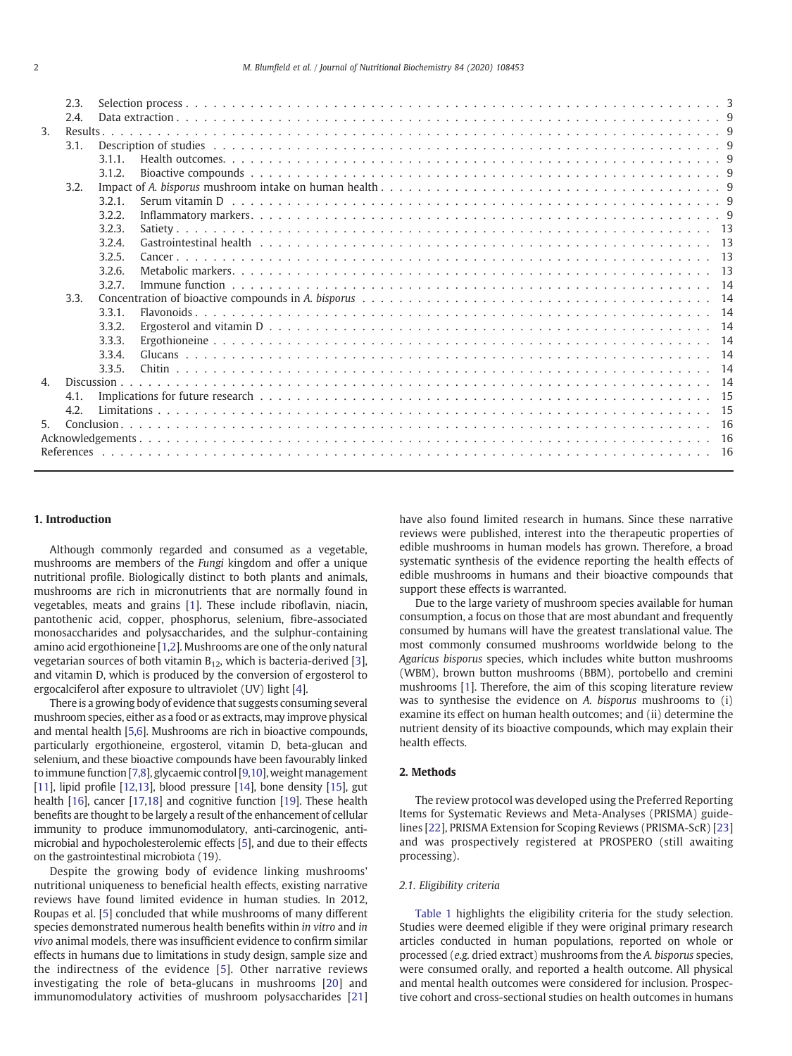| | | | |
|---|---|---|---|
| | 2.3. | Selection process | 3 |
| | 2.4. | Data extraction | 9 |
| 3. | Results | | 9 |
| | 3.1. | Description of studies | 9 |
| | | 3.1.1. Health outcomes | 9 |
| | | 3.1.2. Bioactive compounds | 9 |
| | 3.2. | Impact of *A. bisporus* mushroom intake on human health | 9 |
| | | 3.2.1. Serum vitamin D | 9 |
| | | 3.2.2. Inflammatory markers | 9 |
| | | 3.2.3. Satiety | 13 |
| | | 3.2.4. Gastrointestinal health | 13 |
| | | 3.2.5. Cancer | 13 |
| | | 3.2.6. Metabolic markers | 13 |
| | | 3.2.7. Immune function | 14 |
| | 3.3. | Concentration of bioactive compounds in *A. bisporus* | 14 |
| | | 3.3.1. Flavonoids | 14 |
| | | 3.3.2. Ergosterol and vitamin D | 14 |
| | | 3.3.3. Ergothioneine | 14 |
| | | 3.3.4. Glucans | 14 |
| | | 3.3.5. Chitin | 14 |
| 4. | Discussion | | 14 |
| | 4.1. | Implications for future research | 15 |
| | 4.2. | Limitations | 15 |
| 5. | Conclusion | | 16 |
| Acknowledgements | | | 16 |
| References | | | 16 |

## 1. Introduction

Although commonly regarded and consumed as a vegetable, mushrooms are members of the *Fungi* kingdom and offer a unique nutritional profile. Biologically distinct to both plants and animals, mushrooms are rich in micronutrients that are normally found in vegetables, meats and grains [1]. These include riboflavin, niacin, pantothenic acid, copper, phosphorus, selenium, fibre-associated monosaccharides and polysaccharides, and the sulphur-containing amino acid ergothioneine [1,2]. Mushrooms are one of the only natural vegetarian sources of both vitamin $B_{12}$, which is bacteria-derived [3], and vitamin D, which is produced by the conversion of ergosterol to ergocalciferol after exposure to ultraviolet (UV) light [4].

There is a growing body of evidence that suggests consuming several mushroom species, either as a food or as extracts, may improve physical and mental health [5,6]. Mushrooms are rich in bioactive compounds, particularly ergothioneine, ergosterol, vitamin D, beta-glucan and selenium, and these bioactive compounds have been favourably linked to immune function [7,8], glycaemic control [9,10], weight management [11], lipid profile [12,13], blood pressure [14], bone density [15], gut health [16], cancer [17,18] and cognitive function [19]. These health benefits are thought to be largely a result of the enhancement of cellular immunity to produce immunomodulatory, anti-carcinogenic, anti-microbial and hypocholesterolemic effects [5], and due to their effects on the gastrointestinal microbiota (19).

Despite the growing body of evidence linking mushrooms' nutritional uniqueness to beneficial health effects, existing narrative reviews have found limited evidence in human studies. In 2012, Roupas et al. [5] concluded that while mushrooms of many different species demonstrated numerous health benefits within *in vitro* and *in vivo* animal models, there was insufficient evidence to confirm similar effects in humans due to limitations in study design, sample size and the indirectness of the evidence [5]. Other narrative reviews investigating the role of beta-glucans in mushrooms [20] and immunomodulatory activities of mushroom polysaccharides [21] have also found limited research in humans. Since these narrative reviews were published, interest into the therapeutic properties of edible mushrooms in human models has grown. Therefore, a broad systematic synthesis of the evidence reporting the health effects of edible mushrooms in humans and their bioactive compounds that support these effects is warranted.

Due to the large variety of mushroom species available for human consumption, a focus on those that are most abundant and frequently consumed by humans will have the greatest translational value. The most commonly consumed mushrooms worldwide belong to the *Agaricus bisporus* species, which includes white button mushrooms (WBM), brown button mushrooms (BBM), portobello and cremini mushrooms [1]. Therefore, the aim of this scoping literature review was to synthesise the evidence on *A. bisporus* mushrooms to (i) examine its effect on human health outcomes; and (ii) determine the nutrient density of its bioactive compounds, which may explain their health effects.

## 2. Methods

The review protocol was developed using the Preferred Reporting Items for Systematic Reviews and Meta-Analyses (PRISMA) guidelines [22], PRISMA Extension for Scoping Reviews (PRISMA-ScR) [23] and was prospectively registered at PROSPERO (still awaiting processing).

### 2.1. Eligibility criteria

Table 1 highlights the eligibility criteria for the study selection. Studies were deemed eligible if they were original primary research articles conducted in human populations, reported on whole or processed (*e.g.* dried extract) mushrooms from the *A. bisporus* species, were consumed orally, and reported a health outcome. All physical and mental health outcomes were considered for inclusion. Prospective cohort and cross-sectional studies on health outcomes in humans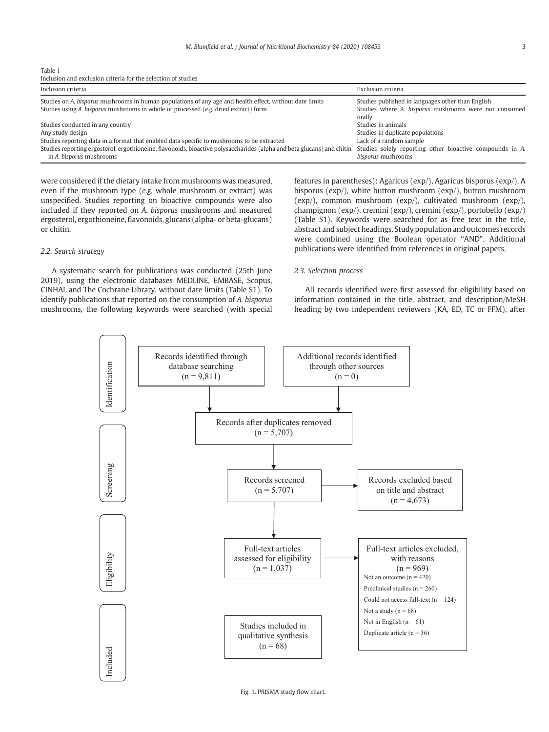Table 1
Inclusion and exclusion criteria for the selection of studies

| Inclusion criteria | Exclusion criteria |
|---|---|
| Studies on *A. bisporus* mushrooms in human populations of any age and health effect, without date limits | Studies published in languages other than English |
| Studies using *A. bisporus* mushrooms in whole or processed (*e.g.* dried extract) form | Studies where *A. bisporus* mushrooms were not consumed orally |
| Studies conducted in any country | Studies in animals |
| Any study design | Studies in duplicate populations |
| Studies reporting data in a format that enabled data specific to mushrooms to be extracted | Lack of a random sample |
| Studies reporting ergosterol, ergothioneine, flavonoids, bioactive polysaccharides (alpha and beta glucans) and chitin in *A. bisporus* mushrooms | Studies solely reporting other bioactive compounds in *A. bisporus* mushrooms |

were considered if the dietary intake from mushrooms was measured, even if the mushroom type (*e.g.* whole mushroom or extract) was unspecified. Studies reporting on bioactive compounds were also included if they reported on *A. bisporus* mushrooms and measured ergosterol, ergothioneine, flavonoids, glucans (alpha- or beta-glucans) or chitin.

### 2.2. Search strategy

A systematic search for publications was conducted (25th June 2019), using the electronic databases MEDLINE, EMBASE, Scopus, CINHAL and The Cochrane Library, without date limits (Table S1). To identify publications that reported on the consumption of *A. bisporus* mushrooms, the following keywords were searched (with special features in parentheses): Agaricus (exp/), Agaricus bisporus (exp/), A bisporus (exp/), white button mushroom (exp/), button mushroom (exp/), common mushroom (exp/), cultivated mushroom (exp/), champignon (exp/), cremini (exp/), cremini (exp/), portobello (exp/) (Table S1). Keywords were searched for as free text in the title, abstract and subject headings. Study population and outcomes records were combined using the Boolean operator "AND". Additional publications were identified from references in original papers.

### 2.3. Selection process

All records identified were first assessed for eligibility based on information contained in the title, abstract, and description/MeSH heading by two independent reviewers (KA, ED, TC or FFM), after

Identification: Records identified through database searching (n = 9,811); Additional records identified through other sources (n = 0)

Records after duplicates removed (n = 5,707)

Screening: Records screened (n = 5,707) → Records excluded based on title and abstract (n = 4,673)

Eligibility: Full-text articles assessed for eligibility (n = 1,037) → Full-text articles excluded, with reasons (n = 969)
- Not an outcome (n = 420)
- Preclinical studies (n = 260)
- Could not access full-text (n = 124)
- Not a study (n = 68)
- Not in English (n = 61)
- Duplicate article (n = 36)

Included: Studies included in qualitative synthesis (n = 68)

Fig. 1. PRISMA study flow chart.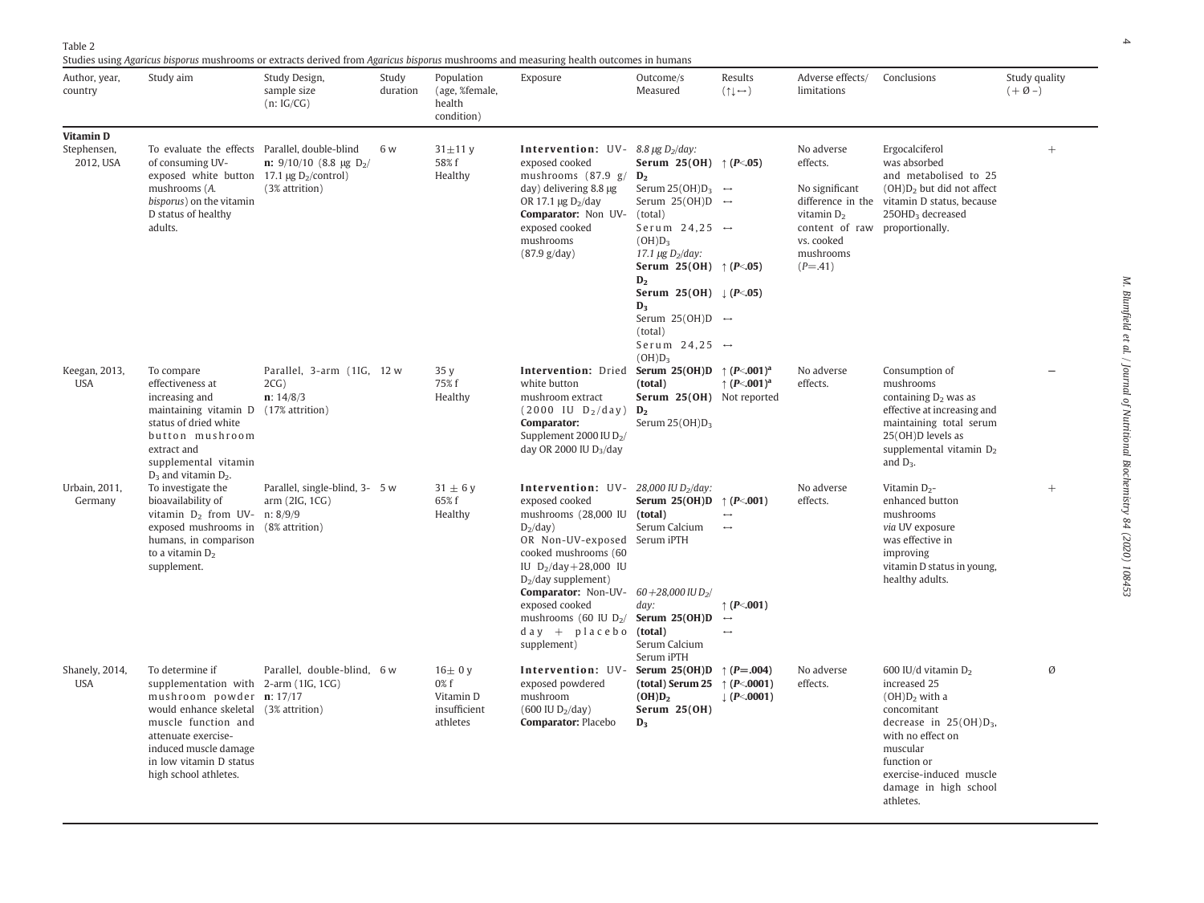Table 2

Studies using *Agaricus bisporus* mushrooms or extracts derived from *Agaricus bisporus* mushrooms and measuring health outcomes in humans

| Author, year, country | Study aim | Study Design, sample size (n: IG/CG) | Study duration | Population (age, %female, health condition) | Exposure | Outcome/s Measured | Results (↑↓↔) | Adverse effects/ limitations | Conclusions | Study quality (+ Ø –) |
|---|---|---|---|---|---|---|---|---|---|---|
| **Vitamin D** | | | | | | | | | | |
| Stephensen, 2012, USA | To evaluate the effects of consuming UV-exposed white button mushrooms (*A. bisporus*) on the vitamin D status of healthy adults. | Parallel, double-blind **n:** 9/10/10 (8.8 μg $D_2$/ 17.1 μg $D_2$/control) (3% attrition) | 6 w | 31±11 y 58% f Healthy | **Intervention:** UV-exposed cooked mushrooms (87.9 g/day) delivering 8.8 μg OR 17.1 μg $D_2$/day **Comparator:** Non UV-exposed cooked mushrooms (87.9 g/day) | *8.8 μg $D_2$/day:* **Serum 25(OH) $D_2$** Serum $25(OH)D_3$ Serum 25(OH)D (total) Serum $24,25\ (OH)D_3$ *17.1 μg $D_2$/day:* **Serum 25(OH) $D_2$** **Serum 25(OH) $D_3$** Serum 25(OH)D (total) Serum $24,25\ (OH)D_3$ | ↑ (**$P$<.05**) ↔ ↔ ↔ ↑ (**$P$<.05**) ↓ (**$P$<.05**) ↔ ↔ | No adverse effects. No significant difference in the vitamin $D_2$ content of raw vs. cooked mushrooms ($P$=.41) | Ergocalciferol was absorbed and metabolised to 25 $(OH)D_2$ but did not affect vitamin D status, because $25OHD_3$ decreased proportionally. | + |
| Keegan, 2013, USA | To compare effectiveness at increasing and maintaining vitamin D status of dried white button mushroom extract and supplemental vitamin $D_3$ and vitamin $D_2$. | Parallel, 3-arm (1IG, 2CG) **n**: 14/8/3 (17% attrition) | 12 w | 35 y 75% f Healthy | **Intervention:** Dried white button mushroom extract (2000 IU $D_2$/day) **Comparator:** Supplement 2000 IU $D_2$/day OR 2000 IU $D_3$/day | **Serum 25(OH)D (total)** **Serum 25(OH) $D_2$** Serum $25(OH)D_3$ | ↑ (**$P$<.001**)[a] ↑ (**$P$<.001**)[a] Not reported | No adverse effects. | Consumption of mushrooms containing $D_2$ was as effective at increasing and maintaining total serum 25(OH)D levels as supplemental vitamin $D_2$ and $D_3$. | – |
| Urbain, 2011, Germany | To investigate the bioavailability of vitamin $D_2$ from UV-exposed mushrooms in humans, in comparison to a vitamin $D_2$ supplement. | Parallel, single-blind, 3-arm (2IG, 1CG) n: 8/9/9 (8% attrition) | 5 w | 31 ± 6 y 65% f Healthy | **Intervention:** UV-exposed cooked mushrooms (28,000 IU $D_2$/day) OR Non-UV-exposed cooked mushrooms (60 IU $D_2$/day+28,000 IU $D_2$/day supplement) **Comparator:** Non-UV-exposed cooked mushrooms (60 IU $D_2$/day + placebo supplement) | *28,000 IU $D_2$/day:* **Serum 25(OH)D (total)** Serum Calcium Serum iPTH *60+28,000 IU $D_2$/day:* **Serum 25(OH)D (total)** Serum Calcium Serum iPTH | ↑ (**$P$<.001**) ↔ ↔ ↑ (**$P$<.001**) ↔ ↔ | No adverse effects. | Vitamin $D_2$-enhanced button mushrooms *via* UV exposure was effective in improving vitamin D status in young, healthy adults. | + |
| Shanely, 2014, USA | To determine if supplementation with mushroom powder would enhance skeletal muscle function and attenuate exercise-induced muscle damage in low vitamin D status high school athletes. | Parallel, double-blind, 2-arm (1IG, 1CG) **n**: 17/17 (3% attrition) | 6 w | 16± 0 y 0% f Vitamin D insufficient athletes | **Intervention:** UV-exposed powdered mushroom (600 IU $D_2$/day) **Comparator:** Placebo | **Serum 25(OH)D (total) Serum 25 $(OH)D_2$** **Serum 25(OH) $D_3$** | ↑ (**$P$=.004**) ↑ (**$P$<.0001**) ↓ (**$P$<.0001**) | No adverse effects. | 600 IU/d vitamin $D_2$ increased 25 $(OH)D_2$ with a concomitant decrease in $25(OH)D_3$, with no effect on muscular function or exercise-induced muscle damage in high school athletes. | Ø |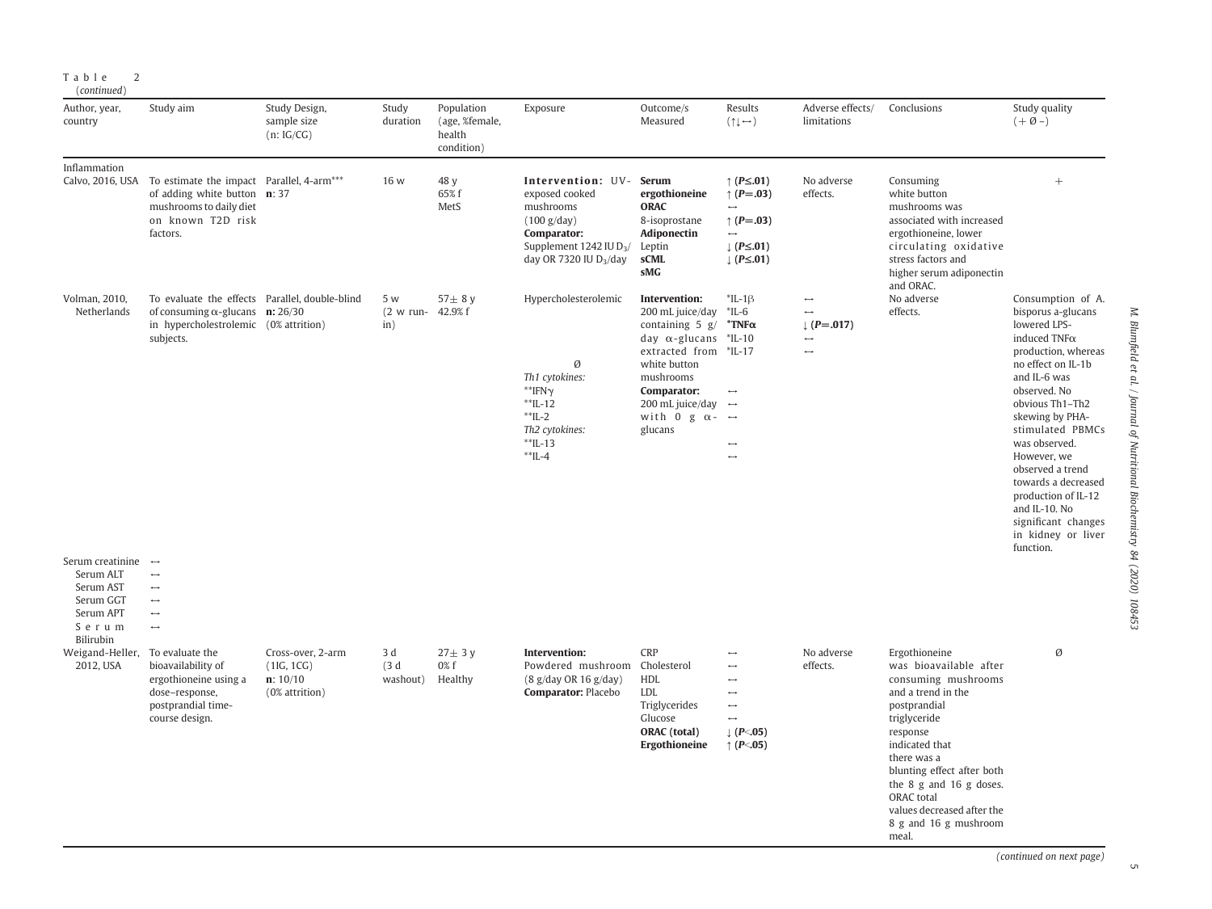Table 2 (*continued*)

| Author, year, country | Study aim | Study Design, sample size (n: IG/CG) | Study duration | Population (age, %female, health condition) | Exposure | Outcome/s Measured | Results (↑↓↔) | Adverse effects/ limitations | Conclusions | Study quality (+ Ø –) |
|---|---|---|---|---|---|---|---|---|---|---|
| Inflammation | | | | | | | | | | |
| Calvo, 2016, USA | To estimate the impact of adding white button mushrooms to daily diet on known T2D risk factors. | Parallel, 4-arm***<br>**n**: 37 | 16 w | 48 y<br>65% f<br>MetS | **Intervention:** UV-exposed cooked mushrooms (100 g/day)<br>**Comparator:** Supplement 1242 IU $D_3$/day OR 7320 IU $D_3$/day | **Serum ergothioneine**<br>**ORAC**<br>8-isoprostane<br>**Adiponectin**<br>Leptin<br>**sCML**<br>**sMG** | ↑ (**P≤.01**)<br>↑ (**P=.03**)<br>↔<br>↑ (**P=.03**)<br>↔<br>↓ (**P≤.01**)<br>↓ (**P≤.01**) | No adverse effects. | Consuming white button mushrooms was associated with increased ergothioneine, lower circulating oxidative stress factors and higher serum adiponectin and ORAC. | + |
| Volman, 2010, Netherlands | To evaluate the effects of consuming α-glucans in hypercholestrolemic subjects. | Parallel, double-blind<br>**n:** 26/30<br>(0% attrition) | 5 w<br>(2 w run-in) | 57± 8 y<br>42.9% f | Hypercholesterolemic<br><br>Ø<br>*Th1 cytokines:*<br>**IFNγ<br>**IL-12<br>**IL-2<br>*Th2 cytokines:*<br>**IL-13<br>**IL-4 | **Intervention:** 200 mL juice/day containing 5 g/day α-glucans extracted from white button mushrooms<br>**Comparator:** 200 mL juice/day with 0 g α-glucans | *IL-1β<br>*IL-6<br>***TNFα**<br>*IL-10<br>*IL-17<br><br>↔<br>↔<br>↔<br><br>↔<br>↔ | ↔<br>↔<br>↓ (**P=.017**)<br>↔<br>↔ | No adverse effects. | Consumption of A. bisporus a-glucans lowered LPS-induced TNFα production, whereas no effect on IL-1b and IL-6 was observed. No obvious Th1–Th2 skewing by PHA-stimulated PBMCs was observed. However, we observed a trend towards a decreased production of IL-12 and IL-10. No significant changes in kidney or liver function. |
| Serum creatinine | ↔ | | | | | | | | | |
| Serum ALT | ↔ | | | | | | | | | |
| Serum AST | ↔ | | | | | | | | | |
| Serum GGT | ↔ | | | | | | | | | |
| Serum APT | ↔ | | | | | | | | | |
| Serum Bilirubin | ↔ | | | | | | | | | |
| Weigand-Heller, 2012, USA | To evaluate the bioavailability of ergothioneine using a dose–response, postprandial time-course design. | Cross-over, 2-arm<br>(1IG, 1CG)<br>**n**: 10/10<br>(0% attrition) | 3 d<br>(3 d washout) | 27± 3 y<br>0% f<br>Healthy | **Intervention:** Powdered mushroom (8 g/day OR 16 g/day)<br>**Comparator:** Placebo | CRP<br>Cholesterol<br>HDL<br>LDL<br>Triglycerides<br>Glucose<br>**ORAC (total)**<br>**Ergothioneine** | ↔<br>↔<br>↔<br>↔<br>↔<br>↔<br>↓ (**P<.05**)<br>↑ (**P<.05**) | No adverse effects. | Ergothioneine was bioavailable after consuming mushrooms and a trend in the postprandial triglyceride response indicated that there was a blunting effect after both the 8 g and 16 g doses. ORAC total values decreased after the 8 g and 16 g mushroom meal. | Ø |

*(continued on next page)*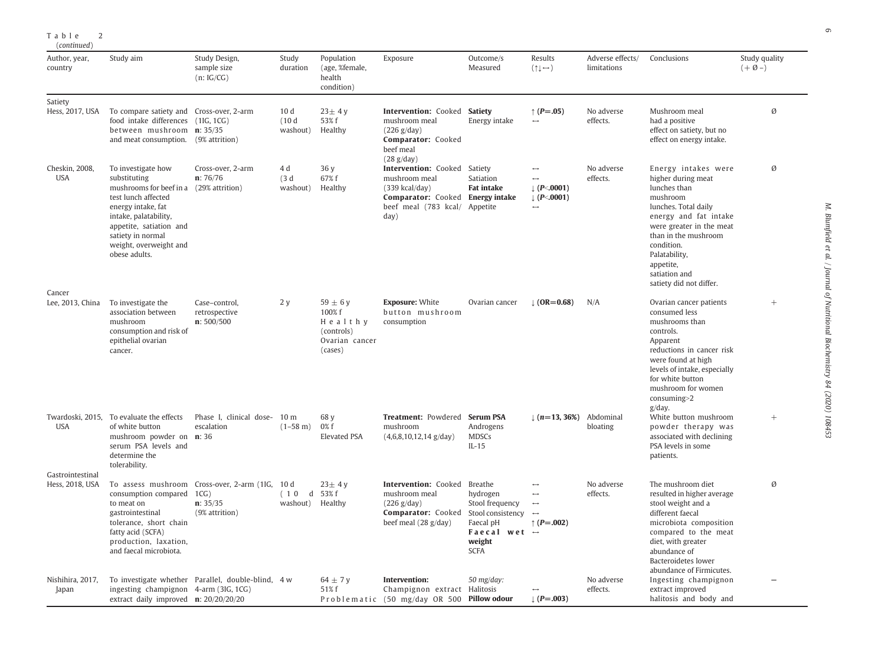Table 2 (continued)

| Author, year, country | Study aim | Study Design, sample size (n: IG/CG) | Study duration | Population (age, %female, health condition) | Exposure | Outcome/s Measured | Results (↑↓↔) | Adverse effects/ limitations | Conclusions | Study quality (+ Ø –) |
|---|---|---|---|---|---|---|---|---|---|---|
| Satiety | | | | | | | | | | |
| Hess, 2017, USA | To compare satiety and food intake differences between mushroom and meat consumption. | Cross-over, 2-arm (1IG, 1CG) **n**: 35/35 (9% attrition) | 10 d (10 d washout) | 23± 4 y 53% f Healthy | **Intervention:** Cooked mushroom meal (226 g/day) **Comparator:** Cooked beef meal (28 g/day) | **Satiety** Energy intake | ↑ (***P***=**.05**) ↔ | No adverse effects. | Mushroom meal had a positive effect on satiety, but no effect on energy intake. | Ø |
| Cheskin, 2008, USA | To investigate how substituting mushrooms for beef in a test lunch affected energy intake, fat intake, palatability, appetite, satiation and satiety in normal weight, overweight and obese adults. | Cross-over, 2-arm **n**: 76/76 (29% attrition) | 4 d (3 d washout) | 36 y 67% f Healthy | **Intervention:** Cooked mushroom meal (339 kcal/day) **Comparator:** Cooked beef meal (783 kcal/ day) | Satiety Satiation **Fat intake** **Energy intake** Appetite | ↔ ↔ ↓ (***P***<**.0001**) ↓ (***P***<**.0001**) ↔ | No adverse effects. | Energy intakes were higher during meat lunches than mushroom lunches. Total daily energy and fat intake were greater in the meat than in the mushroom condition. Palatability, appetite, satiation and satiety did not differ. | Ø |
| Cancer | | | | | | | | | | |
| Lee, 2013, China | To investigate the association between mushroom consumption and risk of epithelial ovarian cancer. | Case–control, retrospective **n**: 500/500 | 2 y | 59 ± 6 y 100% f Healthy (controls) Ovarian cancer (cases) | **Exposure:** White button mushroom consumption | Ovarian cancer | ↓ (**OR=0.68**) | N/A | Ovarian cancer patients consumed less mushrooms than controls. Apparent reductions in cancer risk were found at high levels of intake, especially for white button mushroom for women consuming>2 g/day. | + |
| Twardoski, 2015, USA | To evaluate the effects of white button mushroom powder on serum PSA levels and determine the tolerability. | Phase I, clinical dose-escalation **n**: 36 | 10 m (1–58 m) | 68 y 0% f Elevated PSA | **Treatment:** Powdered mushroom (4,6,8,10,12,14 g/day) | **Serum PSA** Androgens MDSCs IL-15 | ↓ (***n***=**13, 36%**) | Abdominal bloating | White button mushroom powder therapy was associated with declining PSA levels in some patients. | + |
| Gastrointestinal | | | | | | | | | | |
| Hess, 2018, USA | To assess mushroom consumption compared to meat on gastrointestinal tolerance, short chain fatty acid (SCFA) production, laxation, and faecal microbiota. | Cross-over, 2-arm (1IG, 1CG) **n**: 35/35 (9% attrition) | 10 d (10 d washout) | 23± 4 y 53% f Healthy | **Intervention:** Cooked mushroom meal (226 g/day) **Comparator:** Cooked beef meal (28 g/day) | Breathe hydrogen Stool frequency Stool consistency Faecal pH **Faecal wet weight** SCFA | ↔ ↔ ↔ ↔ ↑ (***P***=**.002**) ↔ | No adverse effects. | The mushroom diet resulted in higher average stool weight and a different faecal microbiota composition compared to the meat diet, with greater abundance of Bacteroidetes lower abundance of Firmicutes. | Ø |
| Nishihira, 2017, Japan | To investigate whether ingesting champignon extract daily improved | Parallel, double-blind, 4-arm (3IG, 1CG) **n**: 20/20/20/20 | 4 w | 64 ± 7 y 51% f Problematic | **Intervention:** Champignon extract (50 mg/day OR 500 | *50 mg/day:* Halitosis **Pillow odour** | ↔ ↓ (***P***=**.003**) | No adverse effects. | Ingesting champignon extract improved halitosis and body and | – |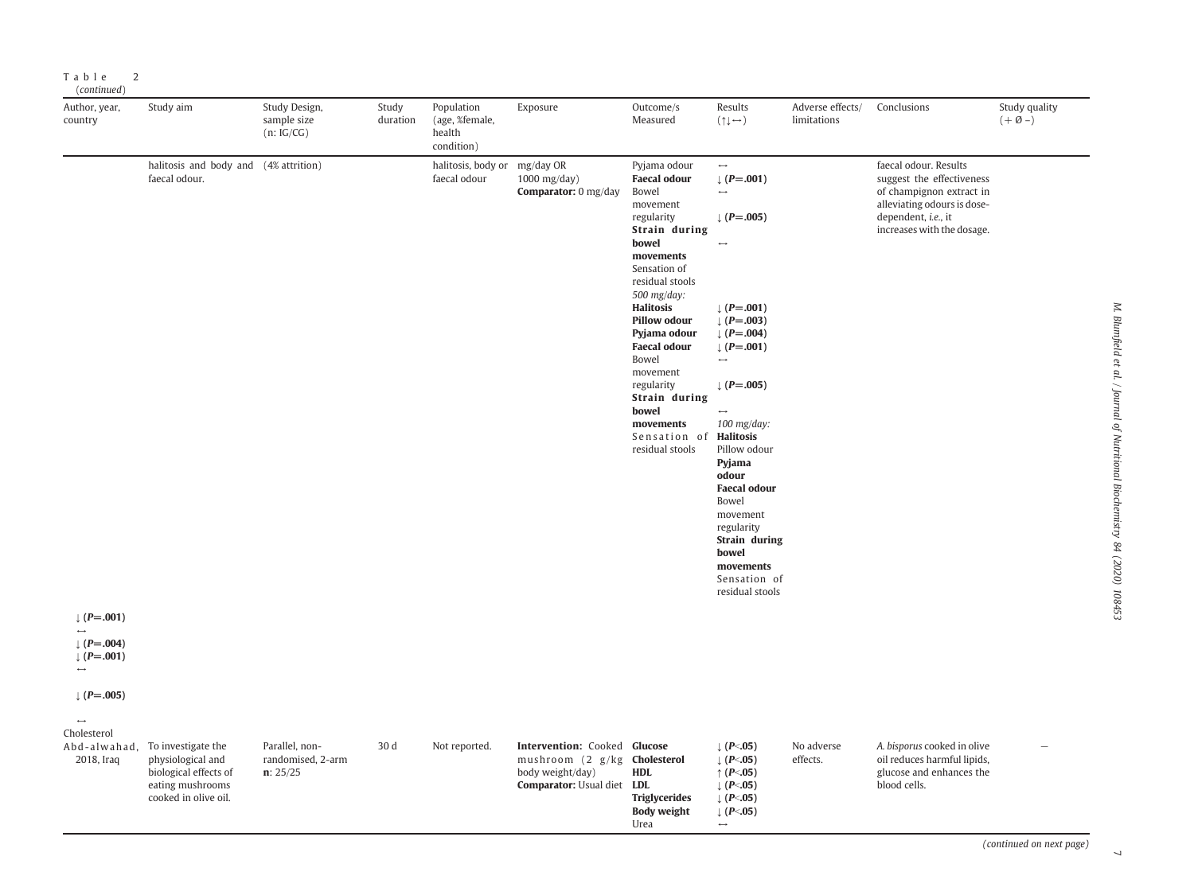Table 2
(*continued*)

| Author, year, country | Study aim | Study Design, sample size (n: IG/CG) | Study duration | Population (age, %female, health condition) | Exposure | Outcome/s Measured | Results (↑↓↔) | Adverse effects/ limitations | Conclusions | Study quality (+ Ø –) |
|---|---|---|---|---|---|---|---|---|---|---|
| | halitosis and body and faecal odour. | (4% attrition) | | halitosis, body or faecal odour | mg/day OR 1000 mg/day) **Comparator:** 0 mg/day | Pyjama odour<br>**Faecal odour**<br>Bowel movement regularity<br>**Strain during bowel movements**<br>Sensation of residual stools<br>*500 mg/day:*<br>**Halitosis**<br>**Pillow odour**<br>**Pyjama odour**<br>**Faecal odour**<br>Bowel movement regularity<br>**Strain during bowel movements**<br>Sensation of residual stools<br>*100 mg/day:*<br>**Halitosis**<br>Pillow odour<br>**Pyjama odour**<br>**Faecal odour**<br>Bowel movement regularity<br>**Strain during bowel movements**<br>Sensation of residual stools | ↔<br>↓ (**P=.001**)<br>↔<br>↓ (**P=.005**)<br>↔<br><br>↓ (**P=.001**)<br>↓ (**P=.003**)<br>↓ (**P=.004**)<br>↓ (**P=.001**)<br>↔<br>↓ (**P=.005**)<br>↔<br><br>↓ (**P=.001**)<br>↔<br>↓ (**P=.004**)<br>↓ (**P=.001**)<br>↔<br>↓ (**P=.005**)<br>↔ | | faecal odour. Results suggest the effectiveness of champignon extract in alleviating odours is dose-dependent, *i.e.*, it increases with the dosage. | |
| Abd-alwahad, 2018, Iraq | To investigate the physiological and biological effects of eating mushrooms cooked in olive oil. | Parallel, non-randomised, 2-arm **n**: 25/25 | 30 d | Not reported. | **Intervention:** Cooked mushroom (2 g/kg body weight/day) **Comparator:** Usual diet | **Glucose**<br>**Cholesterol**<br>**HDL**<br>**LDL**<br>**Triglycerides**<br>**Body weight**<br>Urea | ↓ (**P<.05**)<br>↓ (**P<.05**)<br>↑ (**P<.05**)<br>↓ (**P<.05**)<br>↓ (**P<.05**)<br>↓ (**P<.05**)<br>↔ | No adverse effects. | *A. bisporus* cooked in olive oil reduces harmful lipids, glucose and enhances the blood cells. | – |

(*continued on next page*)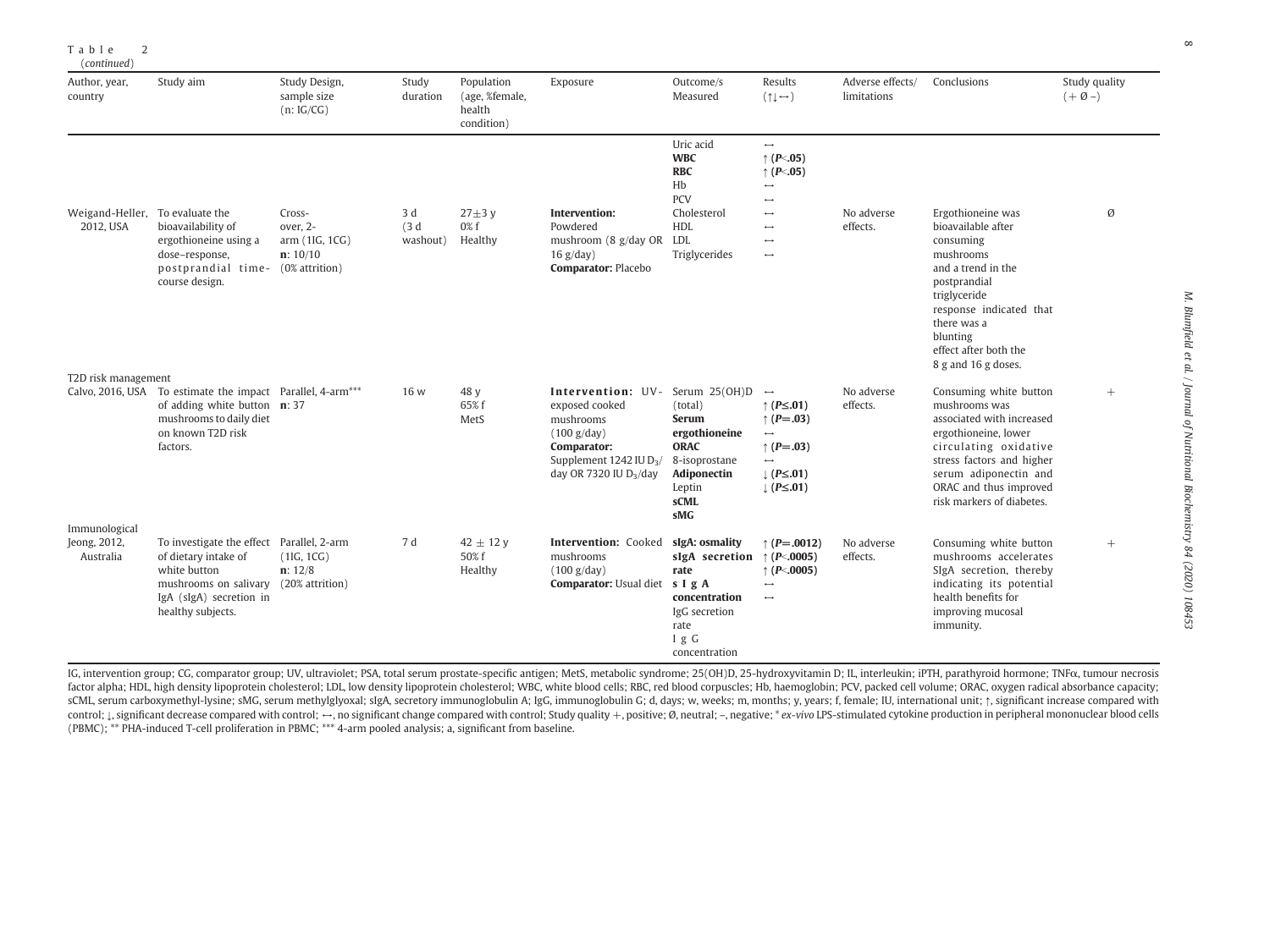Table 2
(*continued*)

| Author, year, country | Study aim | Study Design, sample size (n: IG/CG) | Study duration | Population (age, %female, health condition) | Exposure | Outcome/s Measured | Results (↑↓↔) | Adverse effects/ limitations | Conclusions | Study quality (+ Ø –) |
|---|---|---|---|---|---|---|---|---|---|---|
| | | | | | | Uric acid<br>**WBC**<br>**RBC**<br>Hb<br>PCV | ↔<br>↑ (***P***<**.05**)<br>↑ (***P***<**.05**)<br>↔<br>↔ | | | |
| Weigand-Heller, 2012, USA | To evaluate the bioavailability of ergothioneine using a dose–response, postprandial time-course design. | Cross-over, 2-arm (1IG, 1CG)<br>**n**: 10/10<br>(0% attrition) | 3 d<br>(3 d washout) | 27±3 y<br>0% f<br>Healthy | **Intervention:** Powdered mushroom (8 g/day OR 16 g/day)<br>**Comparator:** Placebo | Cholesterol<br>HDL<br>LDL<br>Triglycerides | ↔<br>↔<br>↔<br>↔ | No adverse effects. | Ergothioneine was bioavailable after consuming mushrooms and a trend in the postprandial triglyceride response indicated that there was a blunting effect after both the 8 g and 16 g doses. | Ø |
| T2D risk management | | | | | | | | | | |
| Calvo, 2016, USA | To estimate the impact of adding white button mushrooms to daily diet on known T2D risk factors. | Parallel, 4-arm***<br>**n**: 37 | 16 w | 48 y<br>65% f<br>MetS | **Intervention:** UV-exposed cooked mushrooms (100 g/day)<br>**Comparator:** Supplement 1242 IU $D_3$/day OR 7320 IU $D_3$/day | Serum 25(OH)D (total)<br>**Serum ergothioneine**<br>**ORAC**<br>8-isoprostane<br>**Adiponectin**<br>Leptin<br>**sCML**<br>**sMG** | ↔<br>↑ (***P***≤**.01**)<br>↑ (***P***=**.03**)<br>↔<br>↑ (***P***=**.03**)<br>↔<br>↓ (***P***≤**.01**)<br>↓ (***P***≤**.01**) | No adverse effects. | Consuming white button mushrooms was associated with increased ergothioneine, lower circulating oxidative stress factors and higher serum adiponectin and ORAC and thus improved risk markers of diabetes. | + |
| Immunological | | | | | | | | | | |
| Jeong, 2012, Australia | To investigate the effect of dietary intake of white button mushrooms on salivary IgA (sIgA) secretion in healthy subjects. | Parallel, 2-arm (1IG, 1CG)<br>**n**: 12/8<br>(20% attrition) | 7 d | 42 ± 12 y<br>50% f<br>Healthy | **Intervention:** Cooked mushrooms (100 g/day)<br>**Comparator:** Usual diet | **sIgA: osmality**<br>**sIgA secretion rate**<br>**sIgA concentration**<br>IgG secretion rate<br>IgG concentration | ↑ (***P***=**.0012**)<br>↑ (***P***<**.0005**)<br>↑ (***P***<**.0005**)<br>↔<br>↔ | No adverse effects. | Consuming white button mushrooms accelerates SIgA secretion, thereby indicating its potential health benefits for improving mucosal immunity. | + |

IG, intervention group; CG, comparator group; UV, ultraviolet; PSA, total serum prostate-specific antigen; MetS, metabolic syndrome; 25(OH)D, 25-hydroxyvitamin D; IL, interleukin; iPTH, parathyroid hormone; TNFα, tumour necrosis factor alpha; HDL, high density lipoprotein cholesterol; LDL, low density lipoprotein cholesterol; WBC, white blood cells; RBC, red blood corpuscles; Hb, haemoglobin; PCV, packed cell volume; ORAC, oxygen radical absorbance capacity; sCML, serum carboxymethyl-lysine; sMG, serum methylglyoxal; sIgA, secretory immunoglobulin A; IgG, immunoglobulin G; d, days; w, weeks; m, months; y, years; f, female; IU, international unit; ↑, significant increase compared with control; ↓, significant decrease compared with control; ↔, no significant change compared with control; Study quality +, positive; Ø, neutral; –, negative; * *ex-vivo* LPS-stimulated cytokine production in peripheral mononuclear blood cells (PBMC); ** PHA-induced T-cell proliferation in PBMC; *** 4-arm pooled analysis; a, significant from baseline.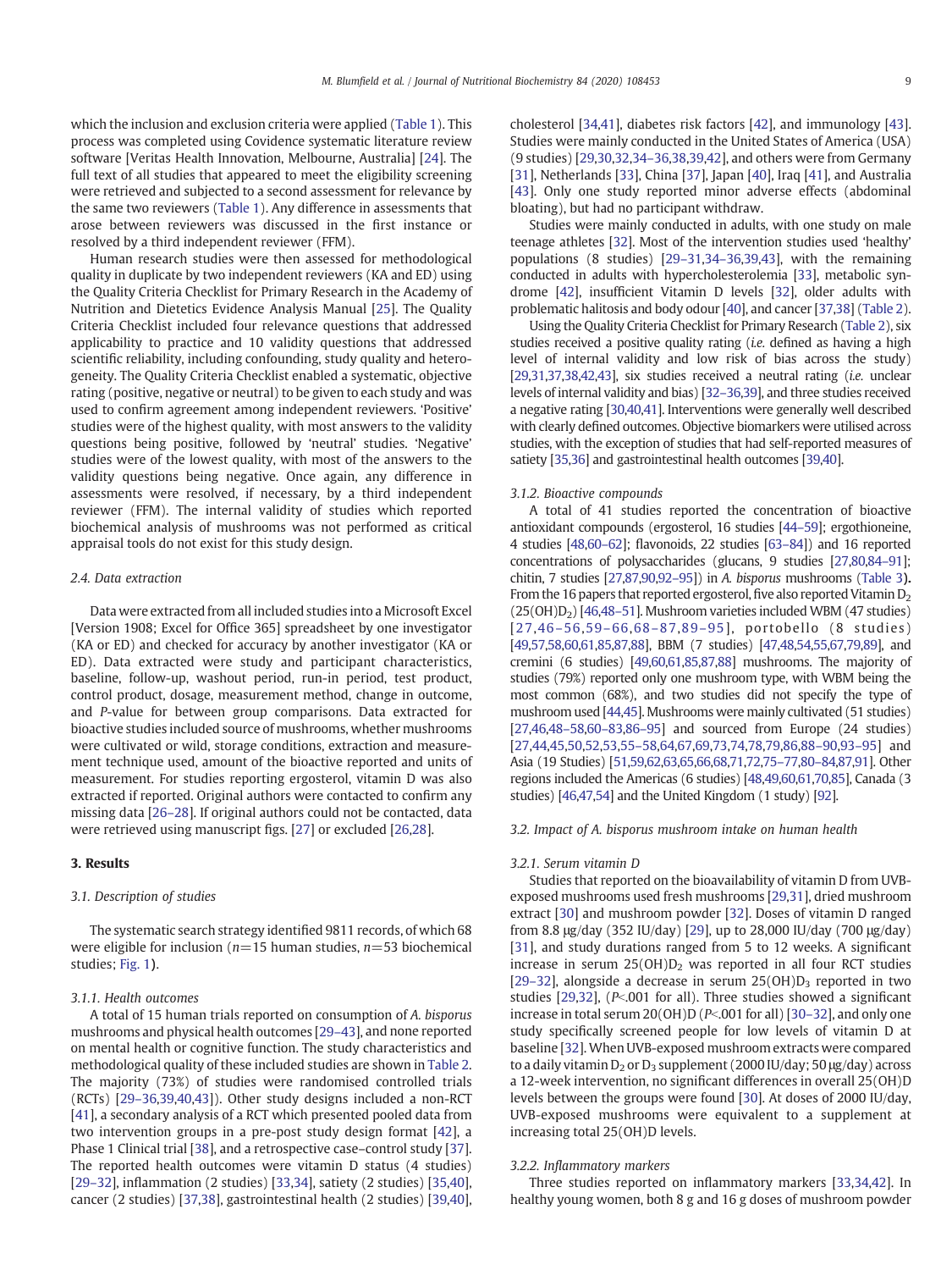which the inclusion and exclusion criteria were applied (Table 1). This process was completed using Covidence systematic literature review software [Veritas Health Innovation, Melbourne, Australia] [24]. The full text of all studies that appeared to meet the eligibility screening were retrieved and subjected to a second assessment for relevance by the same two reviewers (Table 1). Any difference in assessments that arose between reviewers was discussed in the first instance or resolved by a third independent reviewer (FFM).

Human research studies were then assessed for methodological quality in duplicate by two independent reviewers (KA and ED) using the Quality Criteria Checklist for Primary Research in the Academy of Nutrition and Dietetics Evidence Analysis Manual [25]. The Quality Criteria Checklist included four relevance questions that addressed applicability to practice and 10 validity questions that addressed scientific reliability, including confounding, study quality and heterogeneity. The Quality Criteria Checklist enabled a systematic, objective rating (positive, negative or neutral) to be given to each study and was used to confirm agreement among independent reviewers. 'Positive' studies were of the highest quality, with most answers to the validity questions being positive, followed by 'neutral' studies. 'Negative' studies were of the lowest quality, with most of the answers to the validity questions being negative. Once again, any difference in assessments were resolved, if necessary, by a third independent reviewer (FFM). The internal validity of studies which reported biochemical analysis of mushrooms was not performed as critical appraisal tools do not exist for this study design.

### 2.4. Data extraction

Data were extracted from all included studies into a Microsoft Excel [Version 1908; Excel for Office 365] spreadsheet by one investigator (KA or ED) and checked for accuracy by another investigator (KA or ED). Data extracted were study and participant characteristics, baseline, follow-up, washout period, run-in period, test product, control product, dosage, measurement method, change in outcome, and *P*-value for between group comparisons. Data extracted for bioactive studies included source of mushrooms, whether mushrooms were cultivated or wild, storage conditions, extraction and measurement technique used, amount of the bioactive reported and units of measurement. For studies reporting ergosterol, vitamin D was also extracted if reported. Original authors were contacted to confirm any missing data [26–28]. If original authors could not be contacted, data were retrieved using manuscript figs. [27] or excluded [26,28].

## 3. Results

### 3.1. Description of studies

The systematic search strategy identified 9811 records, of which 68 were eligible for inclusion ($n$=15 human studies, $n$=53 biochemical studies; Fig. 1).

#### 3.1.1. Health outcomes

A total of 15 human trials reported on consumption of *A. bisporus* mushrooms and physical health outcomes [29–43], and none reported on mental health or cognitive function. The study characteristics and methodological quality of these included studies are shown in Table 2. The majority (73%) of studies were randomised controlled trials (RCTs) [29–36,39,40,43]). Other study designs included a non-RCT [41], a secondary analysis of a RCT which presented pooled data from two intervention groups in a pre-post study design format [42], a Phase 1 Clinical trial [38], and a retrospective case–control study [37]. The reported health outcomes were vitamin D status (4 studies) [29–32], inflammation (2 studies) [33,34], satiety (2 studies) [35,40], cancer (2 studies) [37,38], gastrointestinal health (2 studies) [39,40], cholesterol [34,41], diabetes risk factors [42], and immunology [43]. Studies were mainly conducted in the United States of America (USA) (9 studies) [29,30,32,34–36,38,39,42], and others were from Germany [31], Netherlands [33], China [37], Japan [40], Iraq [41], and Australia [43]. Only one study reported minor adverse effects (abdominal bloating), but had no participant withdraw.

Studies were mainly conducted in adults, with one study on male teenage athletes [32]. Most of the intervention studies used 'healthy' populations (8 studies) [29–31,34–36,39,43], with the remaining conducted in adults with hypercholesterolemia [33], metabolic syndrome [42], insufficient Vitamin D levels [32], older adults with problematic halitosis and body odour [40], and cancer [37,38] (Table 2).

Using the Quality Criteria Checklist for Primary Research (Table 2), six studies received a positive quality rating (*i.e.* defined as having a high level of internal validity and low risk of bias across the study) [29,31,37,38,42,43], six studies received a neutral rating (*i.e.* unclear levels of internal validity and bias) [32–36,39], and three studies received a negative rating [30,40,41]. Interventions were generally well described with clearly defined outcomes. Objective biomarkers were utilised across studies, with the exception of studies that had self-reported measures of satiety [35,36] and gastrointestinal health outcomes [39,40].

#### 3.1.2. Bioactive compounds

A total of 41 studies reported the concentration of bioactive antioxidant compounds (ergosterol, 16 studies [44–59]; ergothioneine, 4 studies [48,60–62]; flavonoids, 22 studies [63–84]) and 16 reported concentrations of polysaccharides (glucans, 9 studies [27,80,84–91]; chitin, 7 studies [27,87,90,92–95]) in *A. bisporus* mushrooms (Table 3). From the 16 papers that reported ergosterol, five also reported Vitamin $D_2$ ($25(OH)D_2$) [46,48–51]. Mushroom varieties included WBM (47 studies) [27,46–56,59–66,68–87,89–95], portobello (8 studies) [49,57,58,60,61,85,87,88], BBM (7 studies) [47,48,54,55,67,79,89], and cremini (6 studies) [49,60,61,85,87,88] mushrooms. The majority of studies (79%) reported only one mushroom type, with WBM being the most common (68%), and two studies did not specify the type of mushroom used [44,45]. Mushrooms were mainly cultivated (51 studies) [27,46,48–58,60–83,86–95] and sourced from Europe (24 studies) [27,44,45,50,52,53,55–58,64,67,69,73,74,78,79,86,88–90,93–95] and Asia (19 Studies) [51,59,62,63,65,66,68,71,72,75–77,80–84,87,91]. Other regions included the Americas (6 studies) [48,49,60,61,70,85], Canada (3 studies) [46,47,54] and the United Kingdom (1 study) [92].

### 3.2. Impact of *A. bisporus* mushroom intake on human health

#### 3.2.1. Serum vitamin D

Studies that reported on the bioavailability of vitamin D from UVB-exposed mushrooms used fresh mushrooms [29,31], dried mushroom extract [30] and mushroom powder [32]. Doses of vitamin D ranged from 8.8 μg/day (352 IU/day) [29], up to 28,000 IU/day (700 μg/day) [31], and study durations ranged from 5 to 12 weeks. A significant increase in serum $25(OH)D_2$ was reported in all four RCT studies [29–32], alongside a decrease in serum $25(OH)D_3$ reported in two studies [29,32], ($P$<.001 for all). Three studies showed a significant increase in total serum 20(OH)D ($P$<.001 for all) [30–32], and only one study specifically screened people for low levels of vitamin D at baseline [32]. When UVB-exposed mushroom extracts were compared to a daily vitamin $D_2$ or $D_3$ supplement (2000 IU/day; 50 μg/day) across a 12-week intervention, no significant differences in overall 25(OH)D levels between the groups were found [30]. At doses of 2000 IU/day, UVB-exposed mushrooms were equivalent to a supplement at increasing total 25(OH)D levels.

#### 3.2.2. Inflammatory markers

Three studies reported on inflammatory markers [33,34,42]. In healthy young women, both 8 g and 16 g doses of mushroom powder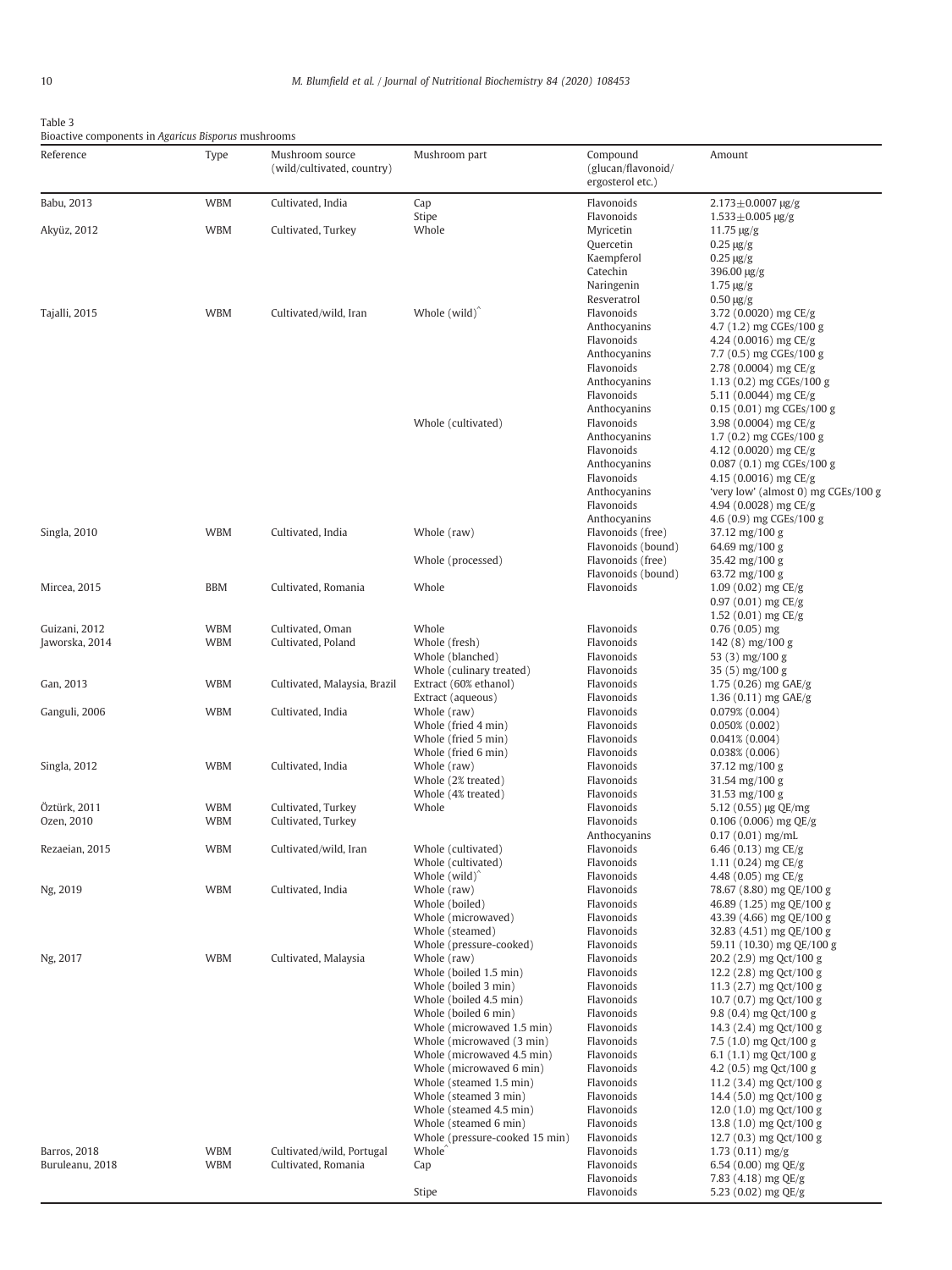Table 3
Bioactive components in *Agaricus Bisporus* mushrooms

| Reference | Type | Mushroom source (wild/cultivated, country) | Mushroom part | Compound (glucan/flavonoid/ ergosterol etc.) | Amount |
|---|---|---|---|---|---|
| Babu, 2013 | WBM | Cultivated, India | Cap | Flavonoids | 2.173±0.0007 μg/g |
| | | | Stipe | Flavonoids | 1.533±0.005 μg/g |
| Akyüz, 2012 | WBM | Cultivated, Turkey | Whole | Myricetin | 11.75 μg/g |
| | | | | Quercetin | 0.25 μg/g |
| | | | | Kaempferol | 0.25 μg/g |
| | | | | Catechin | 396.00 μg/g |
| | | | | Naringenin | 1.75 μg/g |
| | | | | Resveratrol | 0.50 μg/g |
| Tajalli, 2015 | WBM | Cultivated/wild, Iran | Whole (wild)^ | Flavonoids | 3.72 (0.0020) mg CE/g |
| | | | | Anthocyanins | 4.7 (1.2) mg CGEs/100 g |
| | | | | Flavonoids | 4.24 (0.0016) mg CE/g |
| | | | | Anthocyanins | 7.7 (0.5) mg CGEs/100 g |
| | | | | Flavonoids | 2.78 (0.0004) mg CE/g |
| | | | | Anthocyanins | 1.13 (0.2) mg CGEs/100 g |
| | | | | Flavonoids | 5.11 (0.0044) mg CE/g |
| | | | | Anthocyanins | 0.15 (0.01) mg CGEs/100 g |
| | | | Whole (cultivated) | Flavonoids | 3.98 (0.0004) mg CE/g |
| | | | | Anthocyanins | 1.7 (0.2) mg CGEs/100 g |
| | | | | Flavonoids | 4.12 (0.0020) mg CE/g |
| | | | | Anthocyanins | 0.087 (0.1) mg CGEs/100 g |
| | | | | Flavonoids | 4.15 (0.0016) mg CE/g |
| | | | | Anthocyanins | 'very low' (almost 0) mg CGEs/100 g |
| | | | | Flavonoids | 4.94 (0.0028) mg CE/g |
| | | | | Anthocyanins | 4.6 (0.9) mg CGEs/100 g |
| Singla, 2010 | WBM | Cultivated, India | Whole (raw) | Flavonoids (free) | 37.12 mg/100 g |
| | | | | Flavonoids (bound) | 64.69 mg/100 g |
| | | | Whole (processed) | Flavonoids (free) | 35.42 mg/100 g |
| | | | | Flavonoids (bound) | 63.72 mg/100 g |
| Mircea, 2015 | BBM | Cultivated, Romania | Whole | Flavonoids | 1.09 (0.02) mg CE/g |
| | | | | | 0.97 (0.01) mg CE/g |
| | | | | | 1.52 (0.01) mg CE/g |
| Guizani, 2012 | WBM | Cultivated, Oman | Whole | Flavonoids | 0.76 (0.05) mg |
| Jaworska, 2014 | WBM | Cultivated, Poland | Whole (fresh) | Flavonoids | 142 (8) mg/100 g |
| | | | Whole (blanched) | Flavonoids | 53 (3) mg/100 g |
| | | | Whole (culinary treated) | Flavonoids | 35 (5) mg/100 g |
| Gan, 2013 | WBM | Cultivated, Malaysia, Brazil | Extract (60% ethanol) | Flavonoids | 1.75 (0.26) mg GAE/g |
| | | | Extract (aqueous) | Flavonoids | 1.36 (0.11) mg GAE/g |
| Ganguli, 2006 | WBM | Cultivated, India | Whole (raw) | Flavonoids | 0.079% (0.004) |
| | | | Whole (fried 4 min) | Flavonoids | 0.050% (0.002) |
| | | | Whole (fried 5 min) | Flavonoids | 0.041% (0.004) |
| | | | Whole (fried 6 min) | Flavonoids | 0.038% (0.006) |
| Singla, 2012 | WBM | Cultivated, India | Whole (raw) | Flavonoids | 37.12 mg/100 g |
| | | | Whole (2% treated) | Flavonoids | 31.54 mg/100 g |
| | | | Whole (4% treated) | Flavonoids | 31.53 mg/100 g |
| Öztürk, 2011 | WBM | Cultivated, Turkey | Whole | Flavonoids | 5.12 (0.55) μg QE/mg |
| Ozen, 2010 | WBM | Cultivated, Turkey | | Flavonoids | 0.106 (0.006) mg QE/g |
| | | | | Anthocyanins | 0.17 (0.01) mg/mL |
| Rezaeian, 2015 | WBM | Cultivated/wild, Iran | Whole (cultivated) | Flavonoids | 6.46 (0.13) mg CE/g |
| | | | Whole (cultivated) | Flavonoids | 1.11 (0.24) mg CE/g |
| | | | Whole (wild)^ | Flavonoids | 4.48 (0.05) mg CE/g |
| Ng, 2019 | WBM | Cultivated, India | Whole (raw) | Flavonoids | 78.67 (8.80) mg QE/100 g |
| | | | Whole (boiled) | Flavonoids | 46.89 (1.25) mg QE/100 g |
| | | | Whole (microwaved) | Flavonoids | 43.39 (4.66) mg QE/100 g |
| | | | Whole (steamed) | Flavonoids | 32.83 (4.51) mg QE/100 g |
| | | | Whole (pressure-cooked) | Flavonoids | 59.11 (10.30) mg QE/100 g |
| Ng, 2017 | WBM | Cultivated, Malaysia | Whole (raw) | Flavonoids | 20.2 (2.9) mg Qct/100 g |
| | | | Whole (boiled 1.5 min) | Flavonoids | 12.2 (2.8) mg Qct/100 g |
| | | | Whole (boiled 3 min) | Flavonoids | 11.3 (2.7) mg Qct/100 g |
| | | | Whole (boiled 4.5 min) | Flavonoids | 10.7 (0.7) mg Qct/100 g |
| | | | Whole (boiled 6 min) | Flavonoids | 9.8 (0.4) mg Qct/100 g |
| | | | Whole (microwaved 1.5 min) | Flavonoids | 14.3 (2.4) mg Qct/100 g |
| | | | Whole (microwaved (3 min) | Flavonoids | 7.5 (1.0) mg Qct/100 g |
| | | | Whole (microwaved 4.5 min) | Flavonoids | 6.1 (1.1) mg Qct/100 g |
| | | | Whole (microwaved 6 min) | Flavonoids | 4.2 (0.5) mg Qct/100 g |
| | | | Whole (steamed 1.5 min) | Flavonoids | 11.2 (3.4) mg Qct/100 g |
| | | | Whole (steamed 3 min) | Flavonoids | 14.4 (5.0) mg Qct/100 g |
| | | | Whole (steamed 4.5 min) | Flavonoids | 12.0 (1.0) mg Qct/100 g |
| | | | Whole (steamed 6 min) | Flavonoids | 13.8 (1.0) mg Qct/100 g |
| | | | Whole (pressure-cooked 15 min) | Flavonoids | 12.7 (0.3) mg Qct/100 g |
| Barros, 2018 | WBM | Cultivated/wild, Portugal | Whole^ | Flavonoids | 1.73 (0.11) mg/g |
| Buruleanu, 2018 | WBM | Cultivated, Romania | Cap | Flavonoids | 6.54 (0.00) mg QE/g |
| | | | | Flavonoids | 7.83 (4.18) mg QE/g |
| | | | Stipe | Flavonoids | 5.23 (0.02) mg QE/g |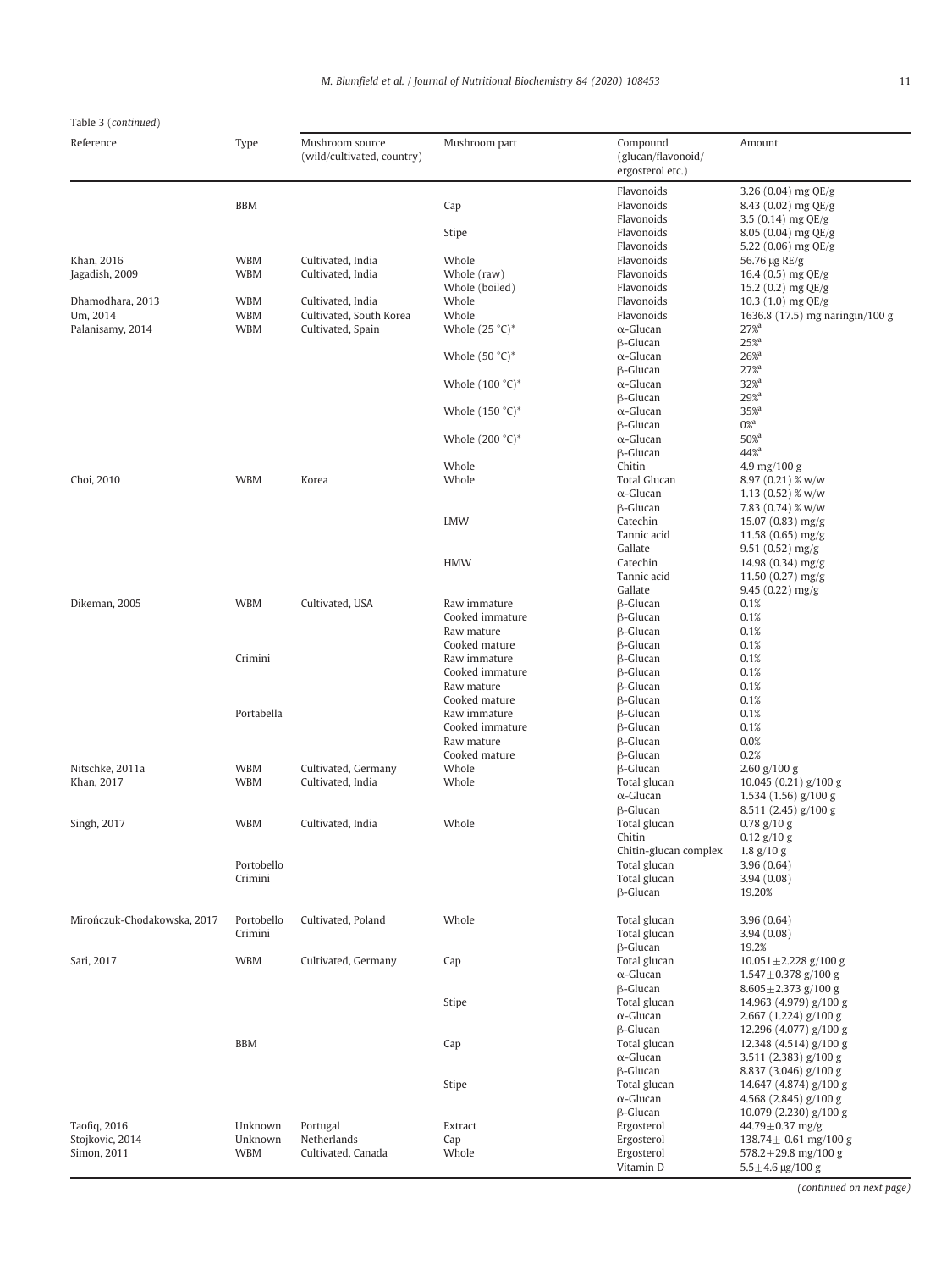Table 3 (*continued*)

| Reference | Type | Mushroom source (wild/cultivated, country) | Mushroom part | Compound (glucan/flavonoid/ ergosterol etc.) | Amount |
|---|---|---|---|---|---|
| | | | | Flavonoids | 3.26 (0.04) mg QE/g |
| | BBM | | Cap | Flavonoids | 8.43 (0.02) mg QE/g |
| | | | | Flavonoids | 3.5 (0.14) mg QE/g |
| | | | Stipe | Flavonoids | 8.05 (0.04) mg QE/g |
| | | | | Flavonoids | 5.22 (0.06) mg QE/g |
| Khan, 2016 | WBM | Cultivated, India | Whole | Flavonoids | 56.76 μg RE/g |
| Jagadish, 2009 | WBM | Cultivated, India | Whole (raw) | Flavonoids | 16.4 (0.5) mg QE/g |
| | | | Whole (boiled) | Flavonoids | 15.2 (0.2) mg QE/g |
| Dhamodhara, 2013 | WBM | Cultivated, India | Whole | Flavonoids | 10.3 (1.0) mg QE/g |
| Um, 2014 | WBM | Cultivated, South Korea | Whole | Flavonoids | 1636.8 (17.5) mg naringin/100 g |
| Palanisamy, 2014 | WBM | Cultivated, Spain | Whole (25 °C)* | α-Glucan | 27%[a] |
| | | | | β-Glucan | 25%[a] |
| | | | Whole (50 °C)* | α-Glucan | 26%[a] |
| | | | | β-Glucan | 27%[a] |
| | | | Whole (100 °C)* | α-Glucan | 32%[a] |
| | | | | β-Glucan | 29%[a] |
| | | | Whole (150 °C)* | α-Glucan | 35%[a] |
| | | | | β-Glucan | 0%[a] |
| | | | Whole (200 °C)* | α-Glucan | 50%[a] |
| | | | | β-Glucan | 44%[a] |
| | | | Whole | Chitin | 4.9 mg/100 g |
| Choi, 2010 | WBM | Korea | Whole | Total Glucan | 8.97 (0.21) % w/w |
| | | | | α-Glucan | 1.13 (0.52) % w/w |
| | | | | β-Glucan | 7.83 (0.74) % w/w |
| | | | LMW | Catechin | 15.07 (0.83) mg/g |
| | | | | Tannic acid | 11.58 (0.65) mg/g |
| | | | | Gallate | 9.51 (0.52) mg/g |
| | | | HMW | Catechin | 14.98 (0.34) mg/g |
| | | | | Tannic acid | 11.50 (0.27) mg/g |
| | | | | Gallate | 9.45 (0.22) mg/g |
| Dikeman, 2005 | WBM | Cultivated, USA | Raw immature | β-Glucan | 0.1% |
| | | | Cooked immature | β-Glucan | 0.1% |
| | | | Raw mature | β-Glucan | 0.1% |
| | | | Cooked mature | β-Glucan | 0.1% |
| | Crimini | | Raw immature | β-Glucan | 0.1% |
| | | | Cooked immature | β-Glucan | 0.1% |
| | | | Raw mature | β-Glucan | 0.1% |
| | | | Cooked mature | β-Glucan | 0.1% |
| | Portabella | | Raw immature | β-Glucan | 0.1% |
| | | | Cooked immature | β-Glucan | 0.1% |
| | | | Raw mature | β-Glucan | 0.0% |
| | | | Cooked mature | β-Glucan | 0.2% |
| Nitschke, 2011a | WBM | Cultivated, Germany | Whole | β-Glucan | 2.60 g/100 g |
| Khan, 2017 | WBM | Cultivated, India | Whole | Total glucan | 10.045 (0.21) g/100 g |
| | | | | α-Glucan | 1.534 (1.56) g/100 g |
| | | | | β-Glucan | 8.511 (2.45) g/100 g |
| Singh, 2017 | WBM | Cultivated, India | Whole | Total glucan | 0.78 g/10 g |
| | | | | Chitin | 0.12 g/10 g |
| | | | | Chitin-glucan complex | 1.8 g/10 g |
| | Portobello | | | Total glucan | 3.96 (0.64) |
| | Crimini | | | Total glucan | 3.94 (0.08) |
| | | | | β-Glucan | 19.20% |
| Mirończuk-Chodakowska, 2017 | Portobello | Cultivated, Poland | Whole | Total glucan | 3.96 (0.64) |
| | Crimini | | | Total glucan | 3.94 (0.08) |
| | | | | β-Glucan | 19.2% |
| Sari, 2017 | WBM | Cultivated, Germany | Cap | Total glucan | 10.051±2.228 g/100 g |
| | | | | α-Glucan | 1.547±0.378 g/100 g |
| | | | | β-Glucan | 8.605±2.373 g/100 g |
| | | | Stipe | Total glucan | 14.963 (4.979) g/100 g |
| | | | | α-Glucan | 2.667 (1.224) g/100 g |
| | | | | β-Glucan | 12.296 (4.077) g/100 g |
| | BBM | | Cap | Total glucan | 12.348 (4.514) g/100 g |
| | | | | α-Glucan | 3.511 (2.383) g/100 g |
| | | | | β-Glucan | 8.837 (3.046) g/100 g |
| | | | Stipe | Total glucan | 14.647 (4.874) g/100 g |
| | | | | α-Glucan | 4.568 (2.845) g/100 g |
| | | | | β-Glucan | 10.079 (2.230) g/100 g |
| Taofiq, 2016 | Unknown | Portugal | Extract | Ergosterol | 44.79±0.37 mg/g |
| Stojkovic, 2014 | Unknown | Netherlands | Cap | Ergosterol | 138.74± 0.61 mg/100 g |
| Simon, 2011 | WBM | Cultivated, Canada | Whole | Ergosterol | 578.2±29.8 mg/100 g |
| | | | | Vitamin D | 5.5±4.6 μg/100 g |

(*continued on next page*)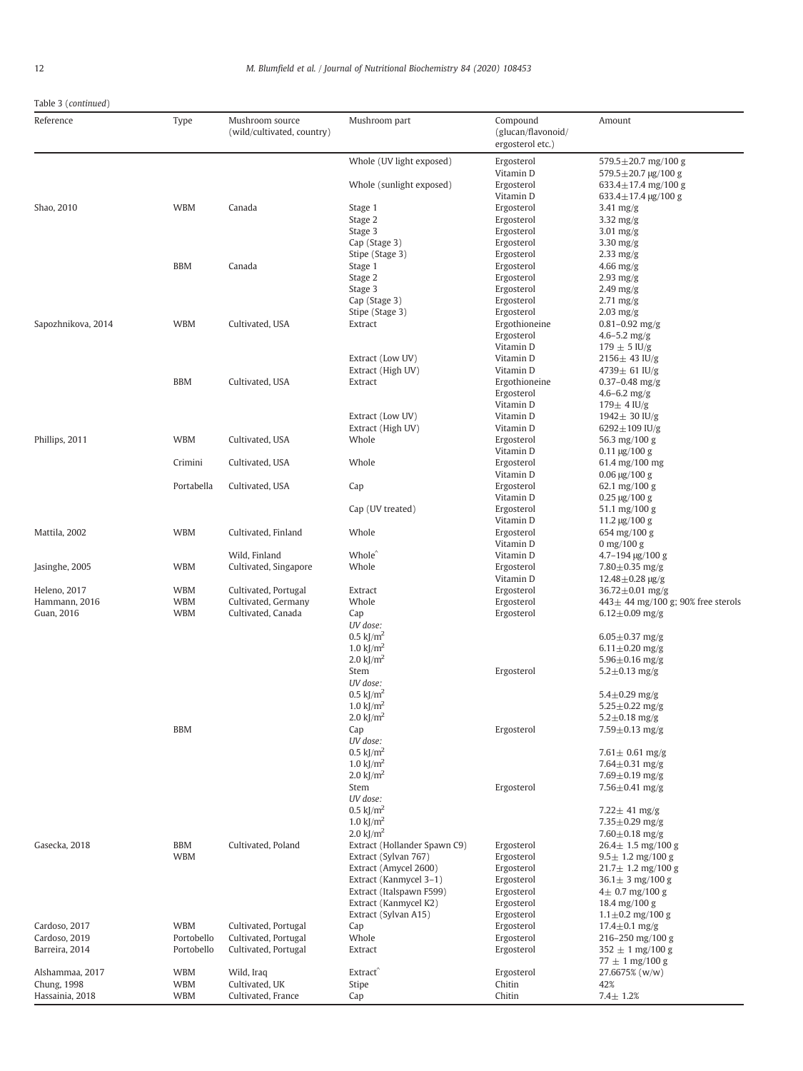Table 3 (continued)

| Reference | Type | Mushroom source (wild/cultivated, country) | Mushroom part | Compound (glucan/flavonoid/ ergosterol etc.) | Amount |
|---|---|---|---|---|---|
| | | | Whole (UV light exposed) | Ergosterol | 579.5±20.7 mg/100 g |
| | | | | Vitamin D | 579.5±20.7 μg/100 g |
| | | | Whole (sunlight exposed) | Ergosterol | 633.4±17.4 mg/100 g |
| | | | | Vitamin D | 633.4±17.4 μg/100 g |
| Shao, 2010 | WBM | Canada | Stage 1 | Ergosterol | 3.41 mg/g |
| | | | Stage 2 | Ergosterol | 3.32 mg/g |
| | | | Stage 3 | Ergosterol | 3.01 mg/g |
| | | | Cap (Stage 3) | Ergosterol | 3.30 mg/g |
| | | | Stipe (Stage 3) | Ergosterol | 2.33 mg/g |
| | BBM | Canada | Stage 1 | Ergosterol | 4.66 mg/g |
| | | | Stage 2 | Ergosterol | 2.93 mg/g |
| | | | Stage 3 | Ergosterol | 2.49 mg/g |
| | | | Cap (Stage 3) | Ergosterol | 2.71 mg/g |
| | | | Stipe (Stage 3) | Ergosterol | 2.03 mg/g |
| Sapozhnikova, 2014 | WBM | Cultivated, USA | Extract | Ergothioneine | 0.81–0.92 mg/g |
| | | | | Ergosterol | 4.6–5.2 mg/g |
| | | | | Vitamin D | 179 ± 5 IU/g |
| | | | Extract (Low UV) | Vitamin D | 2156± 43 IU/g |
| | | | Extract (High UV) | Vitamin D | 4739± 61 IU/g |
| | BBM | Cultivated, USA | Extract | Ergothioneine | 0.37–0.48 mg/g |
| | | | | Ergosterol | 4.6–6.2 mg/g |
| | | | | Vitamin D | 179± 4 IU/g |
| | | | Extract (Low UV) | Vitamin D | 1942± 30 IU/g |
| | | | Extract (High UV) | Vitamin D | 6292±109 IU/g |
| Phillips, 2011 | WBM | Cultivated, USA | Whole | Ergosterol | 56.3 mg/100 g |
| | | | | Vitamin D | 0.11 μg/100 g |
| | Crimini | Cultivated, USA | Whole | Ergosterol | 61.4 mg/100 mg |
| | | | | Vitamin D | 0.06 μg/100 g |
| | Portabella | Cultivated, USA | Cap | Ergosterol | 62.1 mg/100 g |
| | | | | Vitamin D | 0.25 μg/100 g |
| | | | Cap (UV treated) | Ergosterol | 51.1 mg/100 g |
| | | | | Vitamin D | 11.2 μg/100 g |
| Mattila, 2002 | WBM | Cultivated, Finland | Whole | Ergosterol | 654 mg/100 g |
| | | | | Vitamin D | 0 mg/100 g |
| | | Wild, Finland | Whole^ | Vitamin D | 4.7–194 μg/100 g |
| Jasinghe, 2005 | WBM | Cultivated, Singapore | Whole | Ergosterol | 7.80±0.35 mg/g |
| | | | | Vitamin D | 12.48±0.28 μg/g |
| Heleno, 2017 | WBM | Cultivated, Portugal | Extract | Ergosterol | 36.72±0.01 mg/g |
| Hammann, 2016 | WBM | Cultivated, Germany | Whole | Ergosterol | 443± 44 mg/100 g; 90% free sterols |
| Guan, 2016 | WBM | Cultivated, Canada | Cap | Ergosterol | 6.12±0.09 mg/g |
| | | | *UV dose:* | | |
| | | | 0.5 kJ/m$^2$ | | 6.05±0.37 mg/g |
| | | | 1.0 kJ/m$^2$ | | 6.11±0.20 mg/g |
| | | | 2.0 kJ/m$^2$ | | 5.96±0.16 mg/g |
| | | | Stem | Ergosterol | 5.2±0.13 mg/g |
| | | | *UV dose:* | | |
| | | | 0.5 kJ/m$^2$ | | 5.4±0.29 mg/g |
| | | | 1.0 kJ/m$^2$ | | 5.25±0.22 mg/g |
| | | | 2.0 kJ/m$^2$ | | 5.2±0.18 mg/g |
| | BBM | | Cap | Ergosterol | 7.59±0.13 mg/g |
| | | | *UV dose:* | | |
| | | | 0.5 kJ/m$^2$ | | 7.61± 0.61 mg/g |
| | | | 1.0 kJ/m$^2$ | | 7.64±0.31 mg/g |
| | | | 2.0 kJ/m$^2$ | | 7.69±0.19 mg/g |
| | | | Stem | Ergosterol | 7.56±0.41 mg/g |
| | | | *UV dose:* | | |
| | | | 0.5 kJ/m$^2$ | | 7.22± 41 mg/g |
| | | | 1.0 kJ/m$^2$ | | 7.35±0.29 mg/g |
| | | | 2.0 kJ/m$^2$ | | 7.60±0.18 mg/g |
| Gasecka, 2018 | BBM | Cultivated, Poland | Extract (Hollander Spawn C9) | Ergosterol | 26.4± 1.5 mg/100 g |
| | WBM | | Extract (Sylvan 767) | Ergosterol | 9.5± 1.2 mg/100 g |
| | | | Extract (Amycel 2600) | Ergosterol | 21.7± 1.2 mg/100 g |
| | | | Extract (Kanmycel 3–1) | Ergosterol | 36.1± 3 mg/100 g |
| | | | Extract (Italspawn F599) | Ergosterol | 4± 0.7 mg/100 g |
| | | | Extract (Kanmycel K2) | Ergosterol | 18.4 mg/100 g |
| | | | Extract (Sylvan A15) | Ergosterol | 1.1±0.2 mg/100 g |
| Cardoso, 2017 | WBM | Cultivated, Portugal | Cap | Ergosterol | 17.4±0.1 mg/g |
| Cardoso, 2019 | Portobello | Cultivated, Portugal | Whole | Ergosterol | 216–250 mg/100 g |
| Barreira, 2014 | Portobello | Cultivated, Portugal | Extract | Ergosterol | 352 ± 1 mg/100 g |
| | | | | | 77 ± 1 mg/100 g |
| Alshammaa, 2017 | WBM | Wild, Iraq | Extract^ | Ergosterol | 27.6675% (w/w) |
| Chung, 1998 | WBM | Cultivated, UK | Stipe | Chitin | 42% |
| Hassainia, 2018 | WBM | Cultivated, France | Cap | Chitin | 7.4± 1.2% |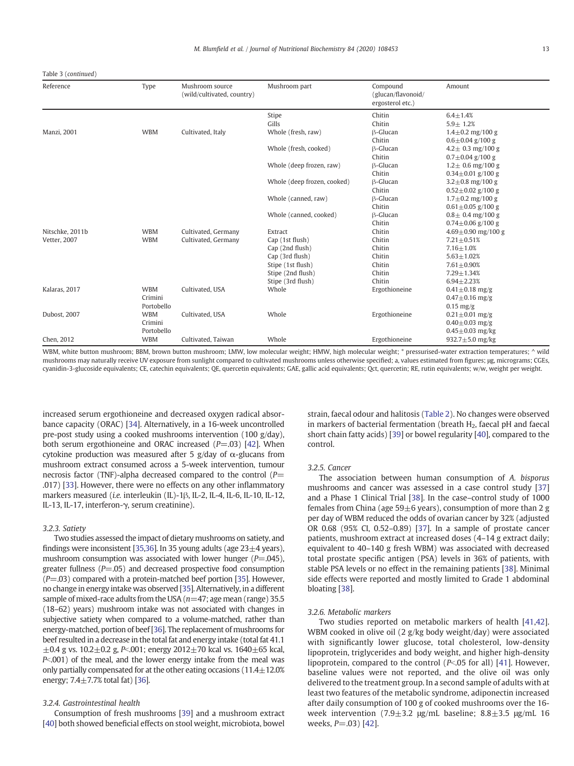Table 3 (continued)

| Reference | Type | Mushroom source (wild/cultivated, country) | Mushroom part | Compound (glucan/flavonoid/ ergosterol etc.) | Amount |
|---|---|---|---|---|---|
| | | | Stipe | Chitin | 6.4±1.4% |
| | | | Gills | Chitin | 5.9± 1.2% |
| Manzi, 2001 | WBM | Cultivated, Italy | Whole (fresh, raw) | β-Glucan | 1.4±0.2 mg/100 g |
| | | | | Chitin | 0.6±0.04 g/100 g |
| | | | Whole (fresh, cooked) | β-Glucan | 4.2± 0.3 mg/100 g |
| | | | | Chitin | 0.7±0.04 g/100 g |
| | | | Whole (deep frozen, raw) | β-Glucan | 1.2± 0.6 mg/100 g |
| | | | | Chitin | 0.34±0.01 g/100 g |
| | | | Whole (deep frozen, cooked) | β-Glucan | 3.2±0.8 mg/100 g |
| | | | | Chitin | 0.52±0.02 g/100 g |
| | | | Whole (canned, raw) | β-Glucan | 1.7±0.2 mg/100 g |
| | | | | Chitin | 0.61±0.05 g/100 g |
| | | | Whole (canned, cooked) | β-Glucan | 0.8± 0.4 mg/100 g |
| | | | | Chitin | 0.74±0.06 g/100 g |
| Nitschke, 2011b | WBM | Cultivated, Germany | Extract | Chitin | 4.69±0.90 mg/100 g |
| Vetter, 2007 | WBM | Cultivated, Germany | Cap (1st flush) | Chitin | 7.21±0.51% |
| | | | Cap (2nd flush) | Chitin | 7.16±1.0% |
| | | | Cap (3rd flush) | Chitin | 5.63±1.02% |
| | | | Stipe (1st flush) | Chitin | 7.61±0.90% |
| | | | Stipe (2nd flush) | Chitin | 7.29±1.34% |
| | | | Stipe (3rd flush) | Chitin | 6.94±2.23% |
| Kalaras, 2017 | WBM | Cultivated, USA | Whole | Ergothioneine | 0.41±0.18 mg/g |
| | Crimini | | | | 0.47±0.16 mg/g |
| | Portobello | | | | 0.15 mg/g |
| Dubost, 2007 | WBM | Cultivated, USA | Whole | Ergothioneine | 0.21±0.01 mg/g |
| | Crimini | | | | 0.40±0.03 mg/g |
| | Portobello | | | | 0.45±0.03 mg/kg |
| Chen, 2012 | WBM | Cultivated, Taiwan | Whole | Ergothioneine | 932.7±5.0 mg/kg |

WBM, white button mushroom; BBM, brown button mushroom; LMW, low molecular weight; HMW, high molecular weight; * pressurised-water extraction temperatures; ^ wild mushrooms may naturally receive UV exposure from sunlight compared to cultivated mushrooms unless otherwise specified; a, values estimated from figures; μg, micrograms; CGEs, cyanidin-3-glucoside equivalents; CE, catechin equivalents; QE, quercetin equivalents; GAE, gallic acid equivalents; Qct, quercetin; RE, rutin equivalents; w/w, weight per weight.

increased serum ergothioneine and decreased oxygen radical absorbance capacity (ORAC) [34]. Alternatively, in a 16-week uncontrolled pre-post study using a cooked mushrooms intervention (100 g/day), both serum ergothioneine and ORAC increased ($P$=.03) [42]. When cytokine production was measured after 5 g/day of α-glucans from mushroom extract consumed across a 5-week intervention, tumour necrosis factor (TNF)-alpha decreased compared to the control ($P$= .017) [33]. However, there were no effects on any other inflammatory markers measured (*i.e.* interleukin (IL)-1β, IL-2, IL-4, IL-6, IL-10, IL-12, IL-13, IL-17, interferon-γ, serum creatinine).

### 3.2.3. Satiety

Two studies assessed the impact of dietary mushrooms on satiety, and findings were inconsistent [35,36]. In 35 young adults (age 23±4 years), mushroom consumption was associated with lower hunger ($P$=.045), greater fullness ($P$=.05) and decreased prospective food consumption ($P$=.03) compared with a protein-matched beef portion [35]. However, no change in energy intake was observed [35]. Alternatively, in a different sample of mixed-race adults from the USA ($n$=47; age mean (range) 35.5 (18–62) years) mushroom intake was not associated with changes in subjective satiety when compared to a volume-matched, rather than energy-matched, portion of beef [36]. The replacement of mushrooms for beef resulted in a decrease in the total fat and energy intake (total fat 41.1 ±0.4 g vs. 10.2±0.2 g, $P$<.001; energy 2012±70 kcal vs. 1640±65 kcal, $P$<.001) of the meal, and the lower energy intake from the meal was only partially compensated for at the other eating occasions (11.4±12.0% energy; 7.4±7.7% total fat) [36].

### 3.2.4. Gastrointestinal health

Consumption of fresh mushrooms [39] and a mushroom extract [40] both showed beneficial effects on stool weight, microbiota, bowel strain, faecal odour and halitosis (Table 2). No changes were observed in markers of bacterial fermentation (breath $H_2$, faecal pH and faecal short chain fatty acids) [39] or bowel regularity [40], compared to the control.

### 3.2.5. Cancer

The association between human consumption of *A. bisporus* mushrooms and cancer was assessed in a case control study [37] and a Phase 1 Clinical Trial [38]. In the case–control study of 1000 females from China (age 59±6 years), consumption of more than 2 g per day of WBM reduced the odds of ovarian cancer by 32% (adjusted OR 0.68 (95% CI, 0.52–0.89) [37]. In a sample of prostate cancer patients, mushroom extract at increased doses (4–14 g extract daily; equivalent to 40–140 g fresh WBM) was associated with decreased total prostate specific antigen (PSA) levels in 36% of patients, with stable PSA levels or no effect in the remaining patients [38]. Minimal side effects were reported and mostly limited to Grade 1 abdominal bloating [38].

### 3.2.6. Metabolic markers

Two studies reported on metabolic markers of health [41,42]. WBM cooked in olive oil (2 g/kg body weight/day) were associated with significantly lower glucose, total cholesterol, low-density lipoprotein, triglycerides and body weight, and higher high-density lipoprotein, compared to the control ($P$<.05 for all) [41]. However, baseline values were not reported, and the olive oil was only delivered to the treatment group. In a second sample of adults with at least two features of the metabolic syndrome, adiponectin increased after daily consumption of 100 g of cooked mushrooms over the 16-week intervention (7.9±3.2 μg/mL baseline; 8.8±3.5 μg/mL 16 weeks, $P$=.03) [42].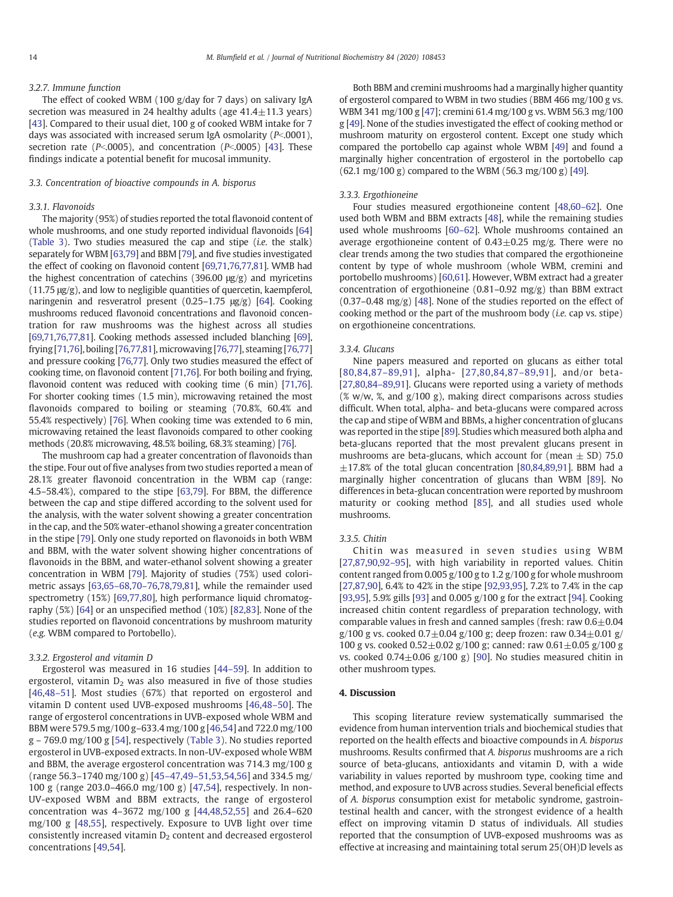#### 3.2.7. Immune function

The effect of cooked WBM (100 g/day for 7 days) on salivary IgA secretion was measured in 24 healthy adults (age 41.4±11.3 years) [43]. Compared to their usual diet, 100 g of cooked WBM intake for 7 days was associated with increased serum IgA osmolarity ($P$<.0001), secretion rate ($P$<.0005), and concentration ($P$<.0005) [43]. These findings indicate a potential benefit for mucosal immunity.

### 3.3. Concentration of bioactive compounds in A. bisporus

#### 3.3.1. Flavonoids

The majority (95%) of studies reported the total flavonoid content of whole mushrooms, and one study reported individual flavonoids [64] (Table 3). Two studies measured the cap and stipe (*i.e.* the stalk) separately for WBM [63,79] and BBM [79], and five studies investigated the effect of cooking on flavonoid content [69,71,76,77,81]. WMB had the highest concentration of catechins (396.00 μg/g) and myricetins (11.75 μg/g), and low to negligible quantities of quercetin, kaempferol, naringenin and resveratrol present (0.25–1.75 μg/g) [64]. Cooking mushrooms reduced flavonoid concentrations and flavonoid concentration for raw mushrooms was the highest across all studies [69,71,76,77,81]. Cooking methods assessed included blanching [69], frying [71,76], boiling [76,77,81], microwaving [76,77], steaming [76,77] and pressure cooking [76,77]. Only two studies measured the effect of cooking time, on flavonoid content [71,76]. For both boiling and frying, flavonoid content was reduced with cooking time (6 min) [71,76]. For shorter cooking times (1.5 min), microwaving retained the most flavonoids compared to boiling or steaming (70.8%, 60.4% and 55.4% respectively) [76]. When cooking time was extended to 6 min, microwaving retained the least flavonoids compared to other cooking methods (20.8% microwaving, 48.5% boiling, 68.3% steaming) [76].

The mushroom cap had a greater concentration of flavonoids than the stipe. Four out of five analyses from two studies reported a mean of 28.1% greater flavonoid concentration in the WBM cap (range: 4.5–58.4%), compared to the stipe [63,79]. For BBM, the difference between the cap and stipe differed according to the solvent used for the analysis, with the water solvent showing a greater concentration in the cap, and the 50% water-ethanol showing a greater concentration in the stipe [79]. Only one study reported on flavonoids in both WBM and BBM, with the water solvent showing higher concentrations of flavonoids in the BBM, and water-ethanol solvent showing a greater concentration in WBM [79]. Majority of studies (75%) used colorimetric assays [63,65–68,70–76,78,79,81], while the remainder used spectrometry (15%) [69,77,80], high performance liquid chromatography (5%) [64] or an unspecified method (10%) [82,83]. None of the studies reported on flavonoid concentrations by mushroom maturity (*e.g.* WBM compared to Portobello).

#### 3.3.2. Ergosterol and vitamin D

Ergosterol was measured in 16 studies [44–59]. In addition to ergosterol, vitamin $D_2$ was also measured in five of those studies [46,48–51]. Most studies (67%) that reported on ergosterol and vitamin D content used UVB-exposed mushrooms [46,48–50]. The range of ergosterol concentrations in UVB-exposed whole WBM and BBM were 579.5 mg/100 g–633.4 mg/100 g [46,54] and 722.0 mg/100 g – 769.0 mg/100 g [54], respectively (Table 3). No studies reported ergosterol in UVB-exposed extracts. In non-UV-exposed whole WBM and BBM, the average ergosterol concentration was 714.3 mg/100 g (range 56.3–1740 mg/100 g) [45–47,49–51,53,54,56] and 334.5 mg/100 g (range 203.0–466.0 mg/100 g) [47,54], respectively. In non-UV-exposed WBM and BBM extracts, the range of ergosterol concentration was 4–3672 mg/100 g [44,48,52,55] and 26.4–620 mg/100 g [48,55], respectively. Exposure to UVB light over time consistently increased vitamin $D_2$ content and decreased ergosterol concentrations [49,54].

Both BBM and cremini mushrooms had a marginally higher quantity of ergosterol compared to WBM in two studies (BBM 466 mg/100 g vs. WBM 341 mg/100 g [47]; cremini 61.4 mg/100 g vs. WBM 56.3 mg/100 g [49]. None of the studies investigated the effect of cooking method or mushroom maturity on ergosterol content. Except one study which compared the portobello cap against whole WBM [49] and found a marginally higher concentration of ergosterol in the portobello cap (62.1 mg/100 g) compared to the WBM (56.3 mg/100 g) [49].

#### 3.3.3. Ergothioneine

Four studies measured ergothioneine content [48,60–62]. One used both WBM and BBM extracts [48], while the remaining studies used whole mushrooms [60–62]. Whole mushrooms contained an average ergothioneine content of 0.43±0.25 mg/g. There were no clear trends among the two studies that compared the ergothioneine content by type of whole mushroom (whole WBM, cremini and portobello mushrooms) [60,61]. However, WBM extract had a greater concentration of ergothioneine (0.81–0.92 mg/g) than BBM extract (0.37–0.48 mg/g) [48]. None of the studies reported on the effect of cooking method or the part of the mushroom body (*i.e.* cap vs. stipe) on ergothioneine concentrations.

#### 3.3.4. Glucans

Nine papers measured and reported on glucans as either total [80,84,87–89,91], alpha- [27,80,84,87–89,91], and/or beta- [27,80,84–89,91]. Glucans were reported using a variety of methods (% w/w, %, and g/100 g), making direct comparisons across studies difficult. When total, alpha- and beta-glucans were compared across the cap and stipe of WBM and BBMs, a higher concentration of glucans was reported in the stipe [89]. Studies which measured both alpha and beta-glucans reported that the most prevalent glucans present in mushrooms are beta-glucans, which account for (mean ± SD) 75.0 ±17.8% of the total glucan concentration [80,84,89,91]. BBM had a marginally higher concentration of glucans than WBM [89]. No differences in beta-glucan concentration were reported by mushroom maturity or cooking method [85], and all studies used whole mushrooms.

#### 3.3.5. Chitin

Chitin was measured in seven studies using WBM [27,87,90,92–95], with high variability in reported values. Chitin content ranged from 0.005 g/100 g to 1.2 g/100 g for whole mushroom [27,87,90], 6.4% to 42% in the stipe [92,93,95], 7.2% to 7.4% in the cap [93,95], 5.9% gills [93] and 0.005 g/100 g for the extract [94]. Cooking increased chitin content regardless of preparation technology, with comparable values in fresh and canned samples (fresh: raw 0.6±0.04 g/100 g vs. cooked 0.7±0.04 g/100 g; deep frozen: raw 0.34±0.01 g/100 g vs. cooked 0.52±0.02 g/100 g; canned: raw 0.61±0.05 g/100 g vs. cooked 0.74±0.06 g/100 g) [90]. No studies measured chitin in other mushroom types.

## 4. Discussion

This scoping literature review systematically summarised the evidence from human intervention trials and biochemical studies that reported on the health effects and bioactive compounds in *A. bisporus* mushrooms. Results confirmed that *A. bisporus* mushrooms are a rich source of beta-glucans, antioxidants and vitamin D, with a wide variability in values reported by mushroom type, cooking time and method, and exposure to UVB across studies. Several beneficial effects of *A. bisporus* consumption exist for metabolic syndrome, gastrointestinal health and cancer, with the strongest evidence of a health effect on improving vitamin D status of individuals. All studies reported that the consumption of UVB-exposed mushrooms was as effective at increasing and maintaining total serum 25(OH)D levels as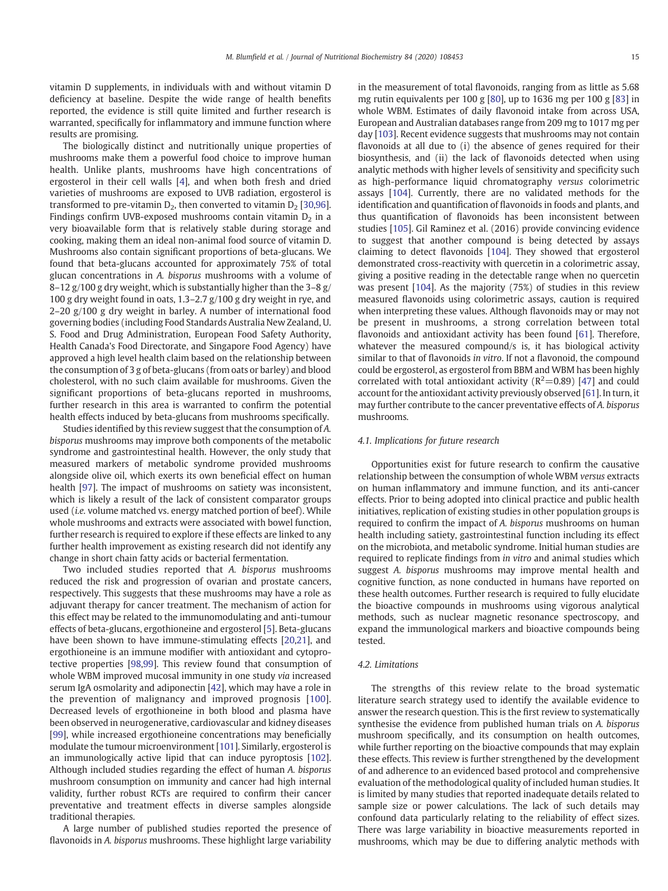vitamin D supplements, in individuals with and without vitamin D deficiency at baseline. Despite the wide range of health benefits reported, the evidence is still quite limited and further research is warranted, specifically for inflammatory and immune function where results are promising.

The biologically distinct and nutritionally unique properties of mushrooms make them a powerful food choice to improve human health. Unlike plants, mushrooms have high concentrations of ergosterol in their cell walls [4], and when both fresh and dried varieties of mushrooms are exposed to UVB radiation, ergosterol is transformed to pre-vitamin $D_2$, then converted to vitamin $D_2$ [30,96]. Findings confirm UVB-exposed mushrooms contain vitamin $D_2$ in a very bioavailable form that is relatively stable during storage and cooking, making them an ideal non-animal food source of vitamin D. Mushrooms also contain significant proportions of beta-glucans. We found that beta-glucans accounted for approximately 75% of total glucan concentrations in *A. bisporus* mushrooms with a volume of 8–12 g/100 g dry weight, which is substantially higher than the 3–8 g/100 g dry weight found in oats, 1.3–2.7 g/100 g dry weight in rye, and 2–20 g/100 g dry weight in barley. A number of international food governing bodies (including Food Standards Australia New Zealand, U. S. Food and Drug Administration, European Food Safety Authority, Health Canada's Food Directorate, and Singapore Food Agency) have approved a high level health claim based on the relationship between the consumption of 3 g of beta-glucans (from oats or barley) and blood cholesterol, with no such claim available for mushrooms. Given the significant proportions of beta-glucans reported in mushrooms, further research in this area is warranted to confirm the potential health effects induced by beta-glucans from mushrooms specifically.

Studies identified by this review suggest that the consumption of *A. bisporus* mushrooms may improve both components of the metabolic syndrome and gastrointestinal health. However, the only study that measured markers of metabolic syndrome provided mushrooms alongside olive oil, which exerts its own beneficial effect on human health [97]. The impact of mushrooms on satiety was inconsistent, which is likely a result of the lack of consistent comparator groups used (*i.e.* volume matched vs. energy matched portion of beef). While whole mushrooms and extracts were associated with bowel function, further research is required to explore if these effects are linked to any further health improvement as existing research did not identify any change in short chain fatty acids or bacterial fermentation.

Two included studies reported that *A. bisporus* mushrooms reduced the risk and progression of ovarian and prostate cancers, respectively. This suggests that these mushrooms may have a role as adjuvant therapy for cancer treatment. The mechanism of action for this effect may be related to the immunomodulating and anti-tumour effects of beta-glucans, ergothioneine and ergosterol [5]. Beta-glucans have been shown to have immune-stimulating effects [20,21], and ergothioneine is an immune modifier with antioxidant and cytoprotective properties [98,99]. This review found that consumption of whole WBM improved mucosal immunity in one study *via* increased serum IgA osmolarity and adiponectin [42], which may have a role in the prevention of malignancy and improved prognosis [100]. Decreased levels of ergothioneine in both blood and plasma have been observed in neurogenerative, cardiovascular and kidney diseases [99], while increased ergothioneine concentrations may beneficially modulate the tumour microenvironment [101]. Similarly, ergosterol is an immunologically active lipid that can induce pyroptosis [102]. Although included studies regarding the effect of human *A. bisporus* mushroom consumption on immunity and cancer had high internal validity, further robust RCTs are required to confirm their cancer preventative and treatment effects in diverse samples alongside traditional therapies.

A large number of published studies reported the presence of flavonoids in *A. bisporus* mushrooms. These highlight large variability in the measurement of total flavonoids, ranging from as little as 5.68 mg rutin equivalents per 100 g [80], up to 1636 mg per 100 g [83] in whole WBM. Estimates of daily flavonoid intake from across USA, European and Australian databases range from 209 mg to 1017 mg per day [103]. Recent evidence suggests that mushrooms may not contain flavonoids at all due to (i) the absence of genes required for their biosynthesis, and (ii) the lack of flavonoids detected when using analytic methods with higher levels of sensitivity and specificity such as high-performance liquid chromatography *versus* colorimetric assays [104]. Currently, there are no validated methods for the identification and quantification of flavonoids in foods and plants, and thus quantification of flavonoids has been inconsistent between studies [105]. Gil Raminez et al. (2016) provide convincing evidence to suggest that another compound is being detected by assays claiming to detect flavonoids [104]. They showed that ergosterol demonstrated cross-reactivity with quercetin in a colorimetric assay, giving a positive reading in the detectable range when no quercetin was present [104]. As the majority (75%) of studies in this review measured flavonoids using colorimetric assays, caution is required when interpreting these values. Although flavonoids may or may not be present in mushrooms, a strong correlation between total flavonoids and antioxidant activity has been found [61]. Therefore, whatever the measured compound/s is, it has biological activity similar to that of flavonoids *in vitro*. If not a flavonoid, the compound could be ergosterol, as ergosterol from BBM and WBM has been highly correlated with total antioxidant activity ($R^2$=0.89) [47] and could account for the antioxidant activity previously observed [61]. In turn, it may further contribute to the cancer preventative effects of *A. bisporus* mushrooms.

### 4.1. Implications for future research

Opportunities exist for future research to confirm the causative relationship between the consumption of whole WBM *versus* extracts on human inflammatory and immune function, and its anti-cancer effects. Prior to being adopted into clinical practice and public health initiatives, replication of existing studies in other population groups is required to confirm the impact of *A. bisporus* mushrooms on human health including satiety, gastrointestinal function including its effect on the microbiota, and metabolic syndrome. Initial human studies are required to replicate findings from *in vitro* and animal studies which suggest *A. bisporus* mushrooms may improve mental health and cognitive function, as none conducted in humans have reported on these health outcomes. Further research is required to fully elucidate the bioactive compounds in mushrooms using vigorous analytical methods, such as nuclear magnetic resonance spectroscopy, and expand the immunological markers and bioactive compounds being tested.

### 4.2. Limitations

The strengths of this review relate to the broad systematic literature search strategy used to identify the available evidence to answer the research question. This is the first review to systematically synthesise the evidence from published human trials on *A. bisporus* mushroom specifically, and its consumption on health outcomes, while further reporting on the bioactive compounds that may explain these effects. This review is further strengthened by the development of and adherence to an evidenced based protocol and comprehensive evaluation of the methodological quality of included human studies. It is limited by many studies that reported inadequate details related to sample size or power calculations. The lack of such details may confound data particularly relating to the reliability of effect sizes. There was large variability in bioactive measurements reported in mushrooms, which may be due to differing analytic methods with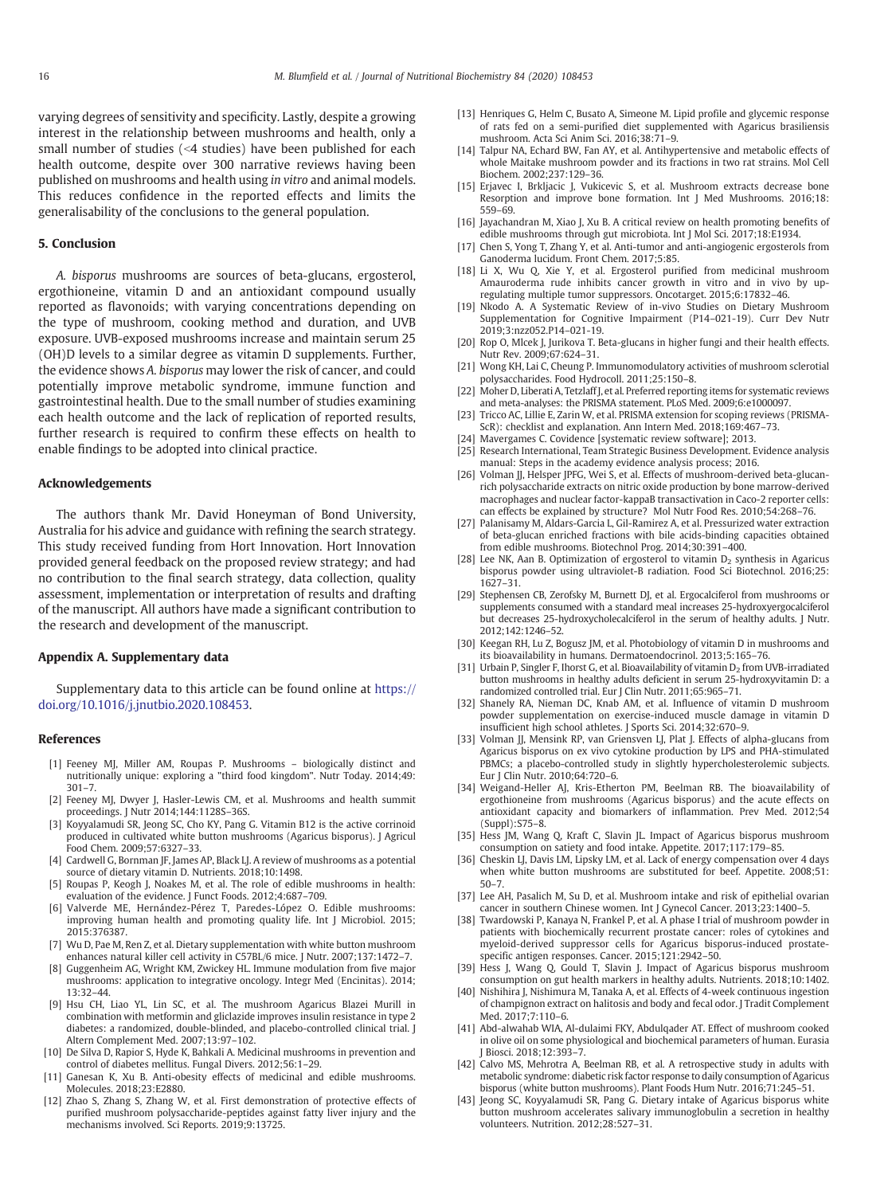varying degrees of sensitivity and specificity. Lastly, despite a growing interest in the relationship between mushrooms and health, only a small number of studies (<4 studies) have been published for each health outcome, despite over 300 narrative reviews having been published on mushrooms and health using *in vitro* and animal models. This reduces confidence in the reported effects and limits the generalisability of the conclusions to the general population.

## 5. Conclusion

*A. bisporus* mushrooms are sources of beta-glucans, ergosterol, ergothioneine, vitamin D and an antioxidant compound usually reported as flavonoids; with varying concentrations depending on the type of mushroom, cooking method and duration, and UVB exposure. UVB-exposed mushrooms increase and maintain serum 25 (OH)D levels to a similar degree as vitamin D supplements. Further, the evidence shows *A. bisporus* may lower the risk of cancer, and could potentially improve metabolic syndrome, immune function and gastrointestinal health. Due to the small number of studies examining each health outcome and the lack of replication of reported results, further research is required to confirm these effects on health to enable findings to be adopted into clinical practice.

## Acknowledgements

The authors thank Mr. David Honeyman of Bond University, Australia for his advice and guidance with refining the search strategy. This study received funding from Hort Innovation. Hort Innovation provided general feedback on the proposed review strategy; and had no contribution to the final search strategy, data collection, quality assessment, implementation or interpretation of results and drafting of the manuscript. All authors have made a significant contribution to the research and development of the manuscript.

## Appendix A. Supplementary data

Supplementary data to this article can be found online at https://doi.org/10.1016/j.jnutbio.2020.108453.

## References

[1] Feeney MJ, Miller AM, Roupas P. Mushrooms – biologically distinct and nutritionally unique: exploring a "third food kingdom". Nutr Today. 2014;49: 301–7.

[2] Feeney MJ, Dwyer J, Hasler-Lewis CM, et al. Mushrooms and health summit proceedings. J Nutr 2014;144:1128S–36S.

[3] Koyyalamudi SR, Jeong SC, Cho KY, Pang G. Vitamin B12 is the active corrinoid produced in cultivated white button mushrooms (Agaricus bisporus). J Agricul Food Chem. 2009;57:6327–33.

[4] Cardwell G, Bornman JF, James AP, Black LJ. A review of mushrooms as a potential source of dietary vitamin D. Nutrients. 2018;10:1498.

[5] Roupas P, Keogh J, Noakes M, et al. The role of edible mushrooms in health: evaluation of the evidence. J Funct Foods. 2012;4:687–709.

[6] Valverde ME, Hernández-Pérez T, Paredes-López O. Edible mushrooms: improving human health and promoting quality life. Int J Microbiol. 2015; 2015:376387.

[7] Wu D, Pae M, Ren Z, et al. Dietary supplementation with white button mushroom enhances natural killer cell activity in C57BL/6 mice. J Nutr. 2007;137:1472–7.

[8] Guggenheim AG, Wright KM, Zwickey HL. Immune modulation from five major mushrooms: application to integrative oncology. Integr Med (Encinitas). 2014; 13:32–44.

[9] Hsu CH, Liao YL, Lin SC, et al. The mushroom Agaricus Blazei Murill in combination with metformin and gliclazide improves insulin resistance in type 2 diabetes: a randomized, double-blinded, and placebo-controlled clinical trial. J Altern Complement Med. 2007;13:97–102.

[10] De Silva D, Rapior S, Hyde K, Bahkali A. Medicinal mushrooms in prevention and control of diabetes mellitus. Fungal Divers. 2012;56:1–29.

[11] Ganesan K, Xu B. Anti-obesity effects of medicinal and edible mushrooms. Molecules. 2018;23:E2880.

[12] Zhao S, Zhang S, Zhang W, et al. First demonstration of protective effects of purified mushroom polysaccharide-peptides against fatty liver injury and the mechanisms involved. Sci Reports. 2019;9:13725.

[13] Henriques G, Helm C, Busato A, Simeone M. Lipid profile and glycemic response of rats fed on a semi-purified diet supplemented with Agaricus brasiliensis mushroom. Acta Sci Anim Sci. 2016;38:71–9.

[14] Talpur NA, Echard BW, Fan AY, et al. Antihypertensive and metabolic effects of whole Maitake mushroom powder and its fractions in two rat strains. Mol Cell Biochem. 2002;237:129–36.

[15] Erjavec I, Brkljacic J, Vukicevic S, et al. Mushroom extracts decrease bone Resorption and improve bone formation. Int J Med Mushrooms. 2016;18: 559–69.

[16] Jayachandran M, Xiao J, Xu B. A critical review on health promoting benefits of edible mushrooms through gut microbiota. Int J Mol Sci. 2017;18:E1934.

[17] Chen S, Yong T, Zhang Y, et al. Anti-tumor and anti-angiogenic ergosterols from Ganoderma lucidum. Front Chem. 2017;5:85.

[18] Li X, Wu Q, Xie Y, et al. Ergosterol purified from medicinal mushroom Amauroderma rude inhibits cancer growth in vitro and in vivo by up-regulating multiple tumor suppressors. Oncotarget. 2015;6:17832–46.

[19] Nkodo A. A Systematic Review of in-vivo Studies on Dietary Mushroom Supplementation for Cognitive Impairment (P14–021-19). Curr Dev Nutr 2019;3:nzz052.P14–021-19.

[20] Rop O, Mlcek J, Jurikova T. Beta-glucans in higher fungi and their health effects. Nutr Rev. 2009;67:624–31.

[21] Wong KH, Lai C, Cheung P. Immunomodulatory activities of mushroom sclerotial polysaccharides. Food Hydrocoll. 2011;25:150–8.

[22] Moher D, Liberati A, Tetzlaff J, et al. Preferred reporting items for systematic reviews and meta-analyses: the PRISMA statement. PLoS Med. 2009;6:e1000097.

[23] Tricco AC, Lillie E, Zarin W, et al. PRISMA extension for scoping reviews (PRISMA-ScR): checklist and explanation. Ann Intern Med. 2018;169:467–73.

[24] Mavergames C. Covidence [systematic review software]; 2013.

[25] Research International, Team Strategic Business Development. Evidence analysis manual: Steps in the academy evidence analysis process; 2016.

[26] Volman JJ, Helsper JPFG, Wei S, et al. Effects of mushroom-derived beta-glucan-rich polysaccharide extracts on nitric oxide production by bone marrow-derived macrophages and nuclear factor-kappaB transactivation in Caco-2 reporter cells: can effects be explained by structure? Mol Nutr Food Res. 2010;54:268–76.

[27] Palanisamy M, Aldars-Garcia L, Gil-Ramirez A, et al. Pressurized water extraction of beta-glucan enriched fractions with bile acids-binding capacities obtained from edible mushrooms. Biotechnol Prog. 2014;30:391–400.

[28] Lee NK, Aan B. Optimization of ergosterol to vitamin $D_2$ synthesis in Agaricus bisporus powder using ultraviolet-B radiation. Food Sci Biotechnol. 2016;25: 1627–31.

[29] Stephensen CB, Zerofsky M, Burnett DJ, et al. Ergocalciferol from mushrooms or supplements consumed with a standard meal increases 25-hydroxyergocalciferol but decreases 25-hydroxycholecalciferol in the serum of healthy adults. J Nutr. 2012;142:1246–52.

[30] Keegan RH, Lu Z, Bogusz JM, et al. Photobiology of vitamin D in mushrooms and its bioavailability in humans. Dermatoendocrinol. 2013;5:165–76.

[31] Urbain P, Singler F, Ihorst G, et al. Bioavailability of vitamin $D_2$ from UVB-irradiated button mushrooms in healthy adults deficient in serum 25-hydroxyvitamin D: a randomized controlled trial. Eur J Clin Nutr. 2011;65:965–71.

[32] Shanely RA, Nieman DC, Knab AM, et al. Influence of vitamin D mushroom powder supplementation on exercise-induced muscle damage in vitamin D insufficient high school athletes. J Sports Sci. 2014;32:670–9.

[33] Volman JJ, Mensink RP, van Griensven LJ, Plat J. Effects of alpha-glucans from Agaricus bisporus on ex vivo cytokine production by LPS and PHA-stimulated PBMCs; a placebo-controlled study in slightly hypercholesterolemic subjects. Eur J Clin Nutr. 2010;64:720–6.

[34] Weigand-Heller AJ, Kris-Etherton PM, Beelman RB. The bioavailability of ergothioneine from mushrooms (Agaricus bisporus) and the acute effects on antioxidant capacity and biomarkers of inflammation. Prev Med. 2012;54 (Suppl):S75–8.

[35] Hess JM, Wang Q, Kraft C, Slavin JL. Impact of Agaricus bisporus mushroom consumption on satiety and food intake. Appetite. 2017;117:179–85.

[36] Cheskin LJ, Davis LM, Lipsky LM, et al. Lack of energy compensation over 4 days when white button mushrooms are substituted for beef. Appetite. 2008;51: 50–7.

[37] Lee AH, Pasalich M, Su D, et al. Mushroom intake and risk of epithelial ovarian cancer in southern Chinese women. Int J Gynecol Cancer. 2013;23:1400–5.

[38] Twardowski P, Kanaya N, Frankel P, et al. A phase I trial of mushroom powder in patients with biochemically recurrent prostate cancer: roles of cytokines and myeloid-derived suppressor cells for Agaricus bisporus-induced prostate-specific antigen responses. Cancer. 2015;121:2942–50.

[39] Hess J, Wang Q, Gould T, Slavin J. Impact of Agaricus bisporus mushroom consumption on gut health markers in healthy adults. Nutrients. 2018;10:1402.

[40] Nishihira J, Nishimura M, Tanaka A, et al. Effects of 4-week continuous ingestion of champignon extract on halitosis and body and fecal odor. J Tradit Complement Med. 2017;7:110–6.

[41] Abd-alwahab WIA, Al-dulaimi FKY, Abdulqader AT. Effect of mushroom cooked in olive oil on some physiological and biochemical parameters of human. Eurasia J Biosci. 2018;12:393–7.

[42] Calvo MS, Mehrotra A, Beelman RB, et al. A retrospective study in adults with metabolic syndrome: diabetic risk factor response to daily consumption of Agaricus bisporus (white button mushrooms). Plant Foods Hum Nutr. 2016;71:245–51.

[43] Jeong SC, Koyyalamudi SR, Pang G. Dietary intake of Agaricus bisporus white button mushroom accelerates salivary immunoglobulin a secretion in healthy volunteers. Nutrition. 2012;28:527–31.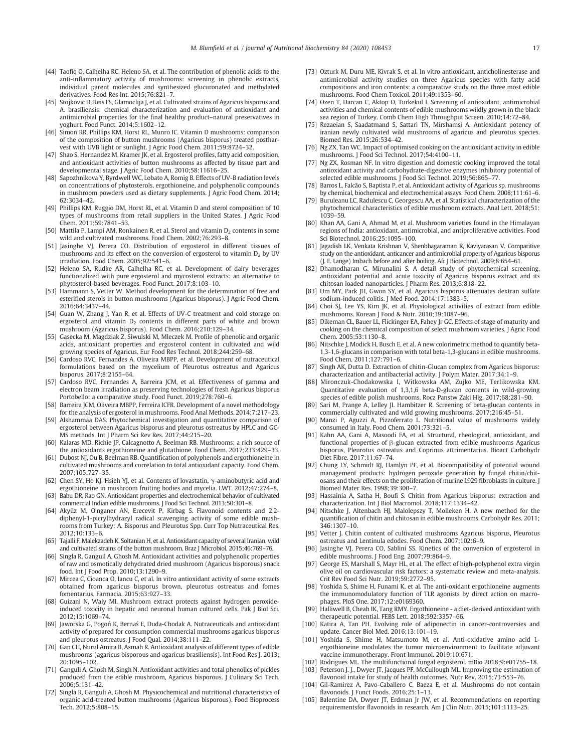[44] Taofiq O, Calhelha RC, Heleno SA, et al. The contribution of phenolic acids to the anti-inflammatory activity of mushrooms: screening in phenolic extracts, individual parent molecules and synthesized glucuronated and methylated derivatives. Food Res Int. 2015;76:821–7.

[45] Stojkovic D, Reis FS, Glamoclija J, et al. Cultivated strains of Agaricus bisporus and A. brasiliensis: chemical characterization and evaluation of antioxidant and antimicrobial properties for the final healthy product–natural preservatives in yoghurt. Food Funct. 2014;5:1602–12.

[46] Simon RR, Phillips KM, Horst RL, Munro IC. Vitamin D mushrooms: comparison of the composition of button mushrooms (Agaricus bisporus) treated postharvest with UVB light or sunlight. J Agric Food Chem. 2011;59:8724–32.

[47] Shao S, Hernandez M, Kramer JK, et al. Ergosterol profiles, fatty acid composition, and antioxidant activities of button mushrooms as affected by tissue part and developmental stage. J Agric Food Chem. 2010;58:11616–25.

[48] Sapozhnikova Y, Byrdwell WC, Lobato A, Romig B. Effects of UV-B radiation levels on concentrations of phytosterols, ergothioneine, and polyphenolic compounds in mushroom powders used as dietary supplements. J Agric Food Chem. 2014; 62:3034–42.

[49] Phillips KM, Ruggio DM, Horst RL, et al. Vitamin D and sterol composition of 10 types of mushrooms from retail suppliers in the United States. J Agric Food Chem. 2011;59:7841–53.

[50] Mattila P, Lampi AM, Ronkainen R, et al. Sterol and vitamin $D_2$ contents in some wild and cultivated mushrooms. Food Chem. 2002;76:293–8.

[51] Jasinghe VJ, Perera CO. Distribution of ergosterol in different tissues of mushrooms and its effect on the conversion of ergosterol to vitamin $D_2$ by UV irradiation. Food Chem. 2005;92:541–6.

[52] Heleno SA, Rudke AR, Calhelha RC, et al. Development of dairy beverages functionalized with pure ergosterol and mycosterol extracts: an alternative to phytosterol-based beverages. Food Funct. 2017;8:103–10.

[53] Hammann S, Vetter W. Method development for the determination of free and esterified sterols in button mushrooms (Agaricus bisporus). J Agric Food Chem. 2016;64:3437–44.

[54] Guan W, Zhang J, Yan R, et al. Effects of UV-C treatment and cold storage on ergosterol and vitamin $D_2$ contents in different parts of white and brown mushroom (Agaricus bisporus). Food Chem. 2016;210:129–34.

[55] Gąsecka M, Magdziak Z, Siwulski M, Mleczek M. Profile of phenolic and organic acids, antioxidant properties and ergosterol content in cultivated and wild growing species of Agaricus. Eur Food Res Technol. 2018;244:259–68.

[56] Cardoso RVC, Fernandes A. Oliveira MBPP, et al. Development of nutraceutical formulations based on the mycelium of Pleurotus ostreatus and Agaricus bisporus. 2017;8:2155–64.

[57] Cardoso RVC, Fernandes A, Barreira JCM, et al. Effectiveness of gamma and electron beam irradiation as preserving technologies of fresh Agaricus bisporus Portobello: a comparative study. Food Funct. 2019;278:760–6.

[58] Barreira JCM, Oliveira MBPP, Ferreira ICFR. Development of a novel methodology for the analysis of ergosterol in mushrooms. Food Anal Methods. 2014;7:217–23.

[59] Alshammaa DAS. Phytochemical investigation and quantitative comparison of ergosterol between Agaricus bisporus and pleurotus ostreatus by HPLC and GC-MS methods. Int J Pharm Sci Rev Res. 2017;44:215–20.

[60] Kalaras MD, Richie JP, Calcagnotto A, Beelman RB. Mushrooms: a rich source of the antioxidants ergothioneine and glutathione. Food Chem. 2017;233:429–33.

[61] Dubost NJ, Ou B, Beelman RB. Quantification of polyphenols and ergothioneine in cultivated mushrooms and correlation to total antioxidant capacity. Food Chem. 2007;105:727–35.

[62] Chen SY, Ho KJ, Hsieh YJ, et al. Contents of lovastatin, γ-aminobutyric acid and ergothioneine in mushroom fruiting bodies and mycelia. LWT. 2012;47:274–8.

[63] Babu DR, Rao GN. Antioxidant properties and electrochemical behavior of cultivated commercial Indian edible mushrooms. J Food Sci Technol. 2013;50:301–8.

[64] Akyüz M, O'nganer AN, Erecevit P, Kirbag S. Flavonoid contents and 2,2-diphenyl-1-picrylhydrazyl radical scavenging activity of some edible mushrooms from Turkey: A. Bisporus and Pleurotus Spp. Curr Top Nutraceutical Res. 2012;10:133–6.

[65] Tajalli F, Malekzadeh K, Soltanian H, et al. Antioxidant capacity of several Iranian, wild and cultivated strains of the button mushroom. Braz J Microbiol. 2015;46:769–76.

[66] Singla R, Ganguil A, Ghosh M. Antioxidant activities and polyphenolic properties of raw and osmotically dehydrated dried mushroom (Agaricus bisporous) snack food. Int J Food Prop. 2010;13:1290–9.

[67] Mircea C, Cioanca O, Iancu C, et al. In vitro antioxidant activity of some extracts obtained from agaricus bisporus brown, pleurotus ostreatus and fomes fomentarius. Farmacia. 2015;63:927–33.

[68] Guizani N, Waly MI. Mushroom extract protects against hydrogen peroxide-induced toxicity in hepatic and neuronal human cultured cells. Pak J Biol Sci. 2012;15:1069–74.

[69] Jaworska G, Pogoń K, Bernaś E, Duda-Chodak A. Nutraceuticals and antioxidant activity of prepared for consumption commercial mushrooms agaricus bisporus and pleurotus ostreatus. J Food Qual. 2014;38:111–22.

[70] Gan CH, Nurul Amira B, Asmah R. Antioxidant analysis of different types of edible mushrooms (agaricus bisporous and agaricus brasiliensis). Int Food Res J. 2013; 20:1095–102.

[71] Ganguli A, Ghosh M, Singh N. Antioxidant activities and total phenolics of pickles produced from the edible mushroom, Agaricus bisporous. J Culinary Sci Tech. 2006;5:131–42.

[72] Singla R, Ganguli A, Ghosh M. Physicochemical and nutritional characteristics of organic acid-treated button mushrooms (Agaricus bisporous). Food Bioprocess Tech. 2012;5:808–15.

[73] Ozturk M, Duru ME, Kivrak S, et al. In vitro antioxidant, anticholinesterase and antimicrobial activity studies on three Agaricus species with fatty acid compositions and iron contents: a comparative study on the three most edible mushrooms. Food Chem Toxicol. 2011;49:1353–60.

[74] Ozen T, Darcan C, Aktop O, Turkekul I. Screening of antioxidant, antimicrobial activities and chemical contents of edible mushrooms wildly grown in the black sea region of Turkey. Comb Chem High Throughput Screen. 2010;14:72–84.

[75] Rezaeian S, Saadatmand S, Sattari TN, Mirshamsi A. Antioxidant potency of iranian newly cultivated wild mushrooms of agaricus and pleurotus species. Biomed Res. 2015;26:534–42.

[76] Ng ZX, Tan WC. Impact of optimised cooking on the antioxidant activity in edible mushrooms. J Food Sci Technol. 2017;54:4100–11.

[77] Ng ZX, Rosman NF. In vitro digestion and domestic cooking improved the total antioxidant activity and carbohydrate-digestive enzymes inhibitory potential of selected edible mushrooms. J Food Sci Technol. 2019;56:865–77.

[78] Barros L, Falcão S, Baptista P, et al. Antioxidant activity of Agaricus sp. mushrooms by chemical, biochemical and electrochemical assays. Food Chem. 2008;111:61–6.

[79] Buruleanu LC, Radulescu C, Georgescu AA, et al. Statistical characterization of the phytochemical characteristics of edible mushroom extracts. Anal Lett. 2018;51: 1039–59.

[80] Khan AA, Gani A, Ahmad M, et al. Mushroom varieties found in the Himalayan regions of India: antioxidant, antimicrobial, and antiproliferative activities. Food Sci Biotechnol. 2016;25:1095–100.

[81] Jagadish LK, Venkata Krishnan V, Shenbhagaraman R, Kaviyarasan V. Comparitive study on the antioxidant, anticancer and antimicrobial property of Agaricus bisporus (J. E. Lange) Imbach before and after boiling. Afr J Biotechnol. 2009;8:654–61.

[82] Dhamodharan G, Mirunalini S. A detail study of phytochemical screening, antioxidant potential and acute toxicity of Agaricus bisporus extract and its chitosan loaded nanoparticles. J Pharm Res. 2013;6:818–22.

[83] Um MY, Park JH, Gwon SY, et al. Agaricus bisporus attenuates dextran sulfate sodium-induced colitis. J Med Food. 2014;17:1383–5.

[84] Choi SJ, Lee YS, Kim JK, et al. Physiological activities of extract from edible mushrooms. Korean J Food & Nutr. 2010;39:1087–96.

[85] Dikeman CL, Bauer LL, Flickinger EA, Fahey Jr GC. Effects of stage of maturity and cooking on the chemical composition of select mushroom varieties. J Agric Food Chem. 2005;53:1130–8.

[86] Nitschke J, Modick H, Busch E, et al. A new colorimetric method to quantify beta-1,3-1,6-glucans in comparison with total beta-1,3-glucans in edible mushrooms. Food Chem. 2011;127:791–6.

[87] Singh AK, Dutta D. Extraction of chitin-Glucan complex from Agaricus bisporus: characterization and antibacterial activity. J Polym Mater. 2017;34:1–9.

[88] Mironczuk-Chodakowska I, Witkowska AM, Zujko ME, Terlikowska KM. Quantitative evaluation of 1,3,1,6 beta-D-glucan contents in wild-growing species of edible polish mushrooms. Rocz Panstw Zaki Hig. 2017;68:281–90.

[89] Sari M, Prange A, Lelley JI. Hambitzer R. Screening of beta-glucan contents in commercially cultivated and wild growing mushrooms. 2017;216:45–51.

[90] Manzi P, Aguzzi A, Pizzoferrato L. Nutritional value of mushrooms widely consumed in Italy. Food Chem. 2001;73:321–5.

[91] Kahn AA, Gani A, Masoodi FA, et al. Structural, rheological, antioxidant, and functional properties of β-glucan extracted from edible mushrooms Agaricus bisporus, Pleurotus ostreatus and Coprinus attrimentarius. Bioact Carbohydr Diet Fibre. 2017;11:67–74.

[92] Chung LY, Schmidt RJ, Hamlyn PF, et al. Biocompatibility of potential wound management products: hydrogen peroxide generation by fungal chitin/chitosans and their effects on the proliferation of murine L929 fibroblasts in culture. J Biomed Mater Res. 1998;39:300–7.

[93] Hassainia A, Satha H, Boufi S. Chitin from Agaricus bisporus: extraction and characterization. Int J Biol Macromol. 2018;117:1334–42.

[94] Nitschke J, Altenbach HJ, Malolepszy T, Molleken H. A new method for the quantification of chitin and chitosan in edible mushrooms. Carbohydr Res. 2011; 346:1307–10.

[95] Vetter J. Chitin content of cultivated mushrooms Agaricus bisporus, Pleurotus ostreatus and Lentinula edodes. Food Chem. 2007;102:6–9.

[96] Jasinghe VJ, Perera CO, Sablini SS. Kinetics of the conversion of ergosterol in edible mushrooms. J Food Eng. 2007;79:864–9.

[97] George ES, Marshall S, Mayr HL, et al. The effect of high-polyphenol extra virgin olive oil on cardiovascular risk factors: a systematic review and meta-analysis. Crit Rev Food Sci Nutr. 2019;59:2772–95.

[98] Yoshida S, Shime H, Funami K, et al. The anti-oxidant ergothioneine augments the immunomodulatory function of TLR agonists by direct action on macrophages. PloS One. 2017;12:e0169360.

[99] Halliwell B, Cheah IK, Tang RMY. Ergothioneine - a diet-derived antioxidant with therapeutic potential. FEBS Lett. 2018;592:3357–66.

[100] Katira A, Tan PH. Evolving role of adiponectin in cancer-controversies and update. Cancer Biol Med. 2016;13:101–19.

[101] Yoshida S, Shime H, Matsumoto M, et al. Anti-oxidative amino acid L-ergothioneine modulates the tumor microenvironment to facilitate adjuvant vaccine immunotherapy. Front Immunol. 2019;10:671.

[102] Rodrigues ML. The multifunctional fungal ergosterol. mBio 2018;9:e01755–18.

[103] Peterson J. J., Dwyer JT, Jacques PF, McCullough ML. Improving the estimation of flavonoid intake for study of health outcomes. Nutr Rev. 2015;73:553–76.

[104] Gil-Ramirez A, Pavo-Caballero C, Baeza E, et al. Mushrooms do not contain flavonoids. J Funct Foods. 2016;25:1–13.

[105] Balentine DA, Dwyer JT, Erdman Jr JW, et al. Recommendations on reporting requirementsfor flavonoids in research. Am J Clin Nutr. 2015;101:1113–25.